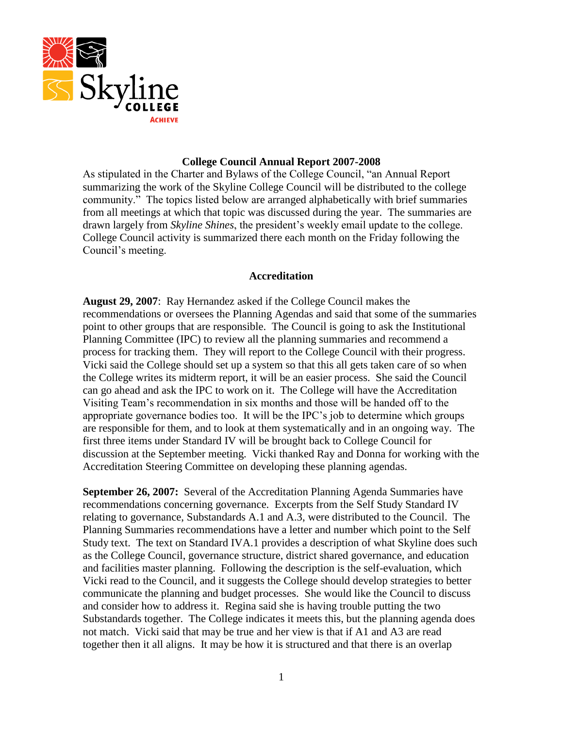# College Council Annual Report 2007-2008

As stipulated in the Charter and Bylaws of the College Council, "an Annual Report summarizing the work of the Skyline College Council will be distributed to the college community." The topics listed below are arranged alphabetically with brief summaries from all meetings at which that topic was discussed during the year. The summaries are drawn largely from *Skyline Shines*, the president's weekly email update to the college. College Council activity is summarized there each month on the Friday following the Council's meeting.

## Accreditation

**August 29, 2007**: Ray Hernandez asked if the College Council makes the recommendations or oversees the Planning Agendas and said that some of the summaries point to other groups that are responsible. The Council is going to ask the Institutional Planning Committee (IPC) to review all the planning summaries and recommend a process for tracking them. They will report to the College Council with their progress. Vicki said the College should set up a system so that this all gets taken care of so when the College writes its midterm report, it will be an easier process. She said the Council can go ahead and ask the IPC to work on it. The College will have the Accreditation Visiting Team's recommendation in six months and those will be handed off to the appropriate governance bodies too. It will be the IPC's job to determine which groups are responsible for them, and to look at them systematically and in an ongoing way. The first three items under Standard IV will be brought back to College Council for discussion at the September meeting. Vicki thanked Ray and Donna for working with the Accreditation Steering Committee on developing these planning agendas.

**September 26, 2007:** Several of the Accreditation Planning Agenda Summaries have recommendations concerning governance. Excerpts from the Self Study Standard IV relating to governance, Substandards A.1 and A.3, were distributed to the Council. The Planning Summaries recommendations have a letter and number which point to the Self Study text. The text on Standard IVA.1 provides a description of what Skyline does such as the College Council, governance structure, district shared governance, and education and facilities master planning. Following the description is the self-evaluation, which Vicki read to the Council, and it suggests the College should develop strategies to better communicate the planning and budget processes. She would like the Council to discuss and consider how to address it. Regina said she is having trouble putting the two Substandards together. The College indicates it meets this, but the planning agenda does not match. Vicki said that may be true and her view is that if A1 and A3 are read together then it all aligns. It may be how it is structured and that there is an overlap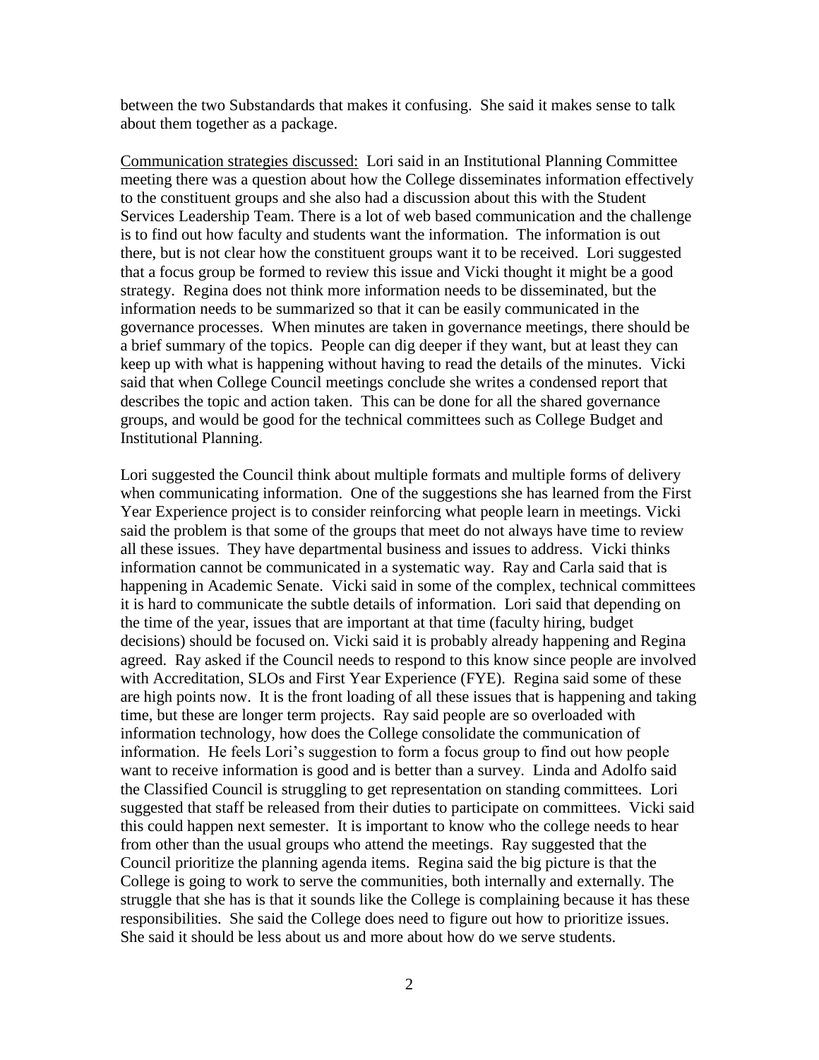between the two Substandards that makes it confusing. She said it makes sense to talk about them together as a package.

<u>Communication strategies discussed:</u> Lori said in an Institutional Planning Committee meeting there was a question about how the College disseminates information effectively to the constituent groups and she also had a discussion about this with the Student Services Leadership Team. There is a lot of web based communication and the challenge is to find out how faculty and students want the information. The information is out there, but is not clear how the constituent groups want it to be received. Lori suggested that a focus group be formed to review this issue and Vicki thought it might be a good strategy. Regina does not think more information needs to be disseminated, but the information needs to be summarized so that it can be easily communicated in the governance processes. When minutes are taken in governance meetings, there should be a brief summary of the topics. People can dig deeper if they want, but at least they can keep up with what is happening without having to read the details of the minutes. Vicki said that when College Council meetings conclude she writes a condensed report that describes the topic and action taken. This can be done for all the shared governance groups, and would be good for the technical committees such as College Budget and Institutional Planning.

Lori suggested the Council think about multiple formats and multiple forms of delivery when communicating information. One of the suggestions she has learned from the First Year Experience project is to consider reinforcing what people learn in meetings. Vicki said the problem is that some of the groups that meet do not always have time to review all these issues. They have departmental business and issues to address. Vicki thinks information cannot be communicated in a systematic way. Ray and Carla said that is happening in Academic Senate. Vicki said in some of the complex, technical committees it is hard to communicate the subtle details of information. Lori said that depending on the time of the year, issues that are important at that time (faculty hiring, budget decisions) should be focused on. Vicki said it is probably already happening and Regina agreed. Ray asked if the Council needs to respond to this know since people are involved with Accreditation, SLOs and First Year Experience (FYE). Regina said some of these are high points now. It is the front loading of all these issues that is happening and taking time, but these are longer term projects. Ray said people are so overloaded with information technology, how does the College consolidate the communication of information. He feels Lori's suggestion to form a focus group to find out how people want to receive information is good and is better than a survey. Linda and Adolfo said the Classified Council is struggling to get representation on standing committees. Lori suggested that staff be released from their duties to participate on committees. Vicki said this could happen next semester. It is important to know who the college needs to hear from other than the usual groups who attend the meetings. Ray suggested that the Council prioritize the planning agenda items. Regina said the big picture is that the College is going to work to serve the communities, both internally and externally. The struggle that she has is that it sounds like the College is complaining because it has these responsibilities. She said the College does need to figure out how to prioritize issues. She said it should be less about us and more about how do we serve students.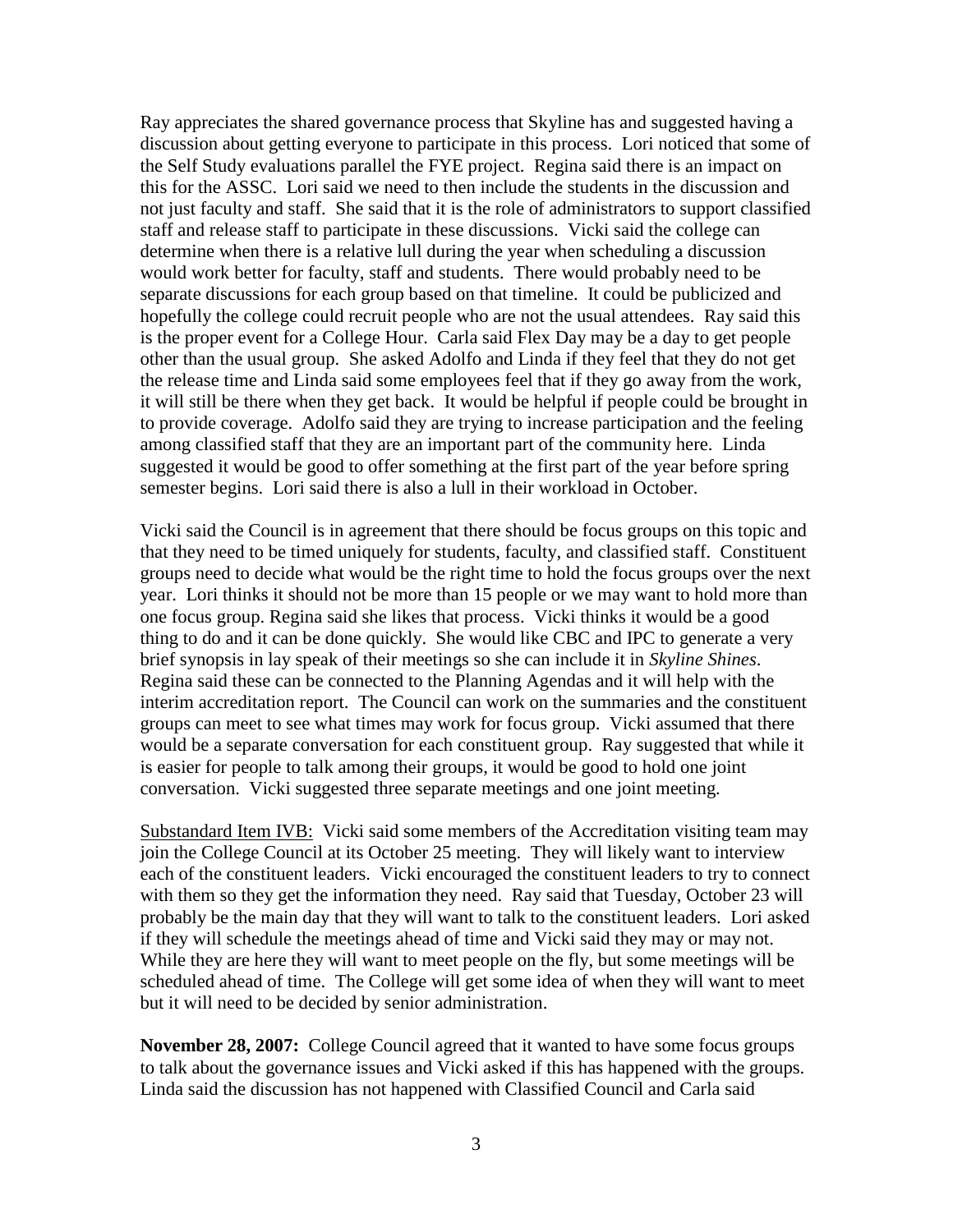Ray appreciates the shared governance process that Skyline has and suggested having a discussion about getting everyone to participate in this process. Lori noticed that some of the Self Study evaluations parallel the FYE project. Regina said there is an impact on this for the ASSC. Lori said we need to then include the students in the discussion and not just faculty and staff. She said that it is the role of administrators to support classified staff and release staff to participate in these discussions. Vicki said the college can determine when there is a relative lull during the year when scheduling a discussion would work better for faculty, staff and students. There would probably need to be separate discussions for each group based on that timeline. It could be publicized and hopefully the college could recruit people who are not the usual attendees. Ray said this is the proper event for a College Hour. Carla said Flex Day may be a day to get people other than the usual group. She asked Adolfo and Linda if they feel that they do not get the release time and Linda said some employees feel that if they go away from the work, it will still be there when they get back. It would be helpful if people could be brought in to provide coverage. Adolfo said they are trying to increase participation and the feeling among classified staff that they are an important part of the community here. Linda suggested it would be good to offer something at the first part of the year before spring semester begins. Lori said there is also a lull in their workload in October.

Vicki said the Council is in agreement that there should be focus groups on this topic and that they need to be timed uniquely for students, faculty, and classified staff. Constituent groups need to decide what would be the right time to hold the focus groups over the next year. Lori thinks it should not be more than 15 people or we may want to hold more than one focus group. Regina said she likes that process. Vicki thinks it would be a good thing to do and it can be done quickly. She would like CBC and IPC to generate a very brief synopsis in lay speak of their meetings so she can include it in *Skyline Shines*. Regina said these can be connected to the Planning Agendas and it will help with the interim accreditation report. The Council can work on the summaries and the constituent groups can meet to see what times may work for focus group. Vicki assumed that there would be a separate conversation for each constituent group. Ray suggested that while it is easier for people to talk among their groups, it would be good to hold one joint conversation. Vicki suggested three separate meetings and one joint meeting.

<u>Substandard Item IVB:</u> Vicki said some members of the Accreditation visiting team may join the College Council at its October 25 meeting. They will likely want to interview each of the constituent leaders. Vicki encouraged the constituent leaders to try to connect with them so they get the information they need. Ray said that Tuesday, October 23 will probably be the main day that they will want to talk to the constituent leaders. Lori asked if they will schedule the meetings ahead of time and Vicki said they may or may not. While they are here they will want to meet people on the fly, but some meetings will be scheduled ahead of time. The College will get some idea of when they will want to meet but it will need to be decided by senior administration.

**November 28, 2007:** College Council agreed that it wanted to have some focus groups to talk about the governance issues and Vicki asked if this has happened with the groups. Linda said the discussion has not happened with Classified Council and Carla said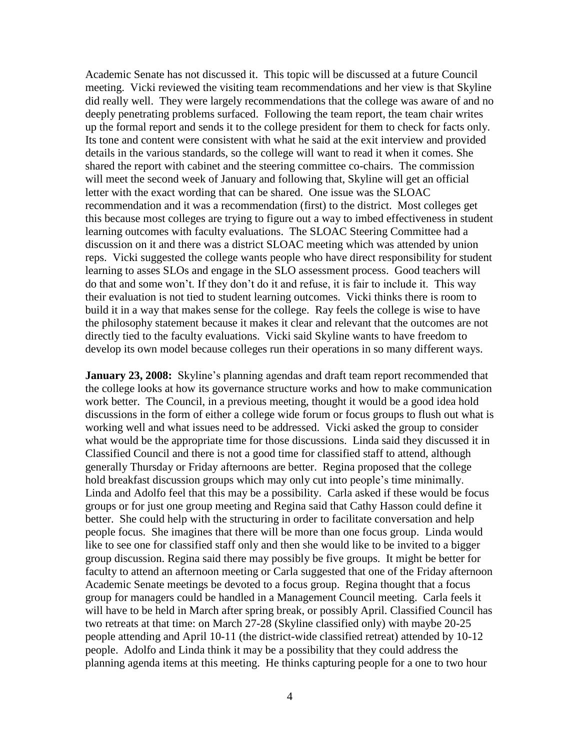Academic Senate has not discussed it. This topic will be discussed at a future Council meeting. Vicki reviewed the visiting team recommendations and her view is that Skyline did really well. They were largely recommendations that the college was aware of and no deeply penetrating problems surfaced. Following the team report, the team chair writes up the formal report and sends it to the college president for them to check for facts only. Its tone and content were consistent with what he said at the exit interview and provided details in the various standards, so the college will want to read it when it comes. She shared the report with cabinet and the steering committee co-chairs. The commission will meet the second week of January and following that, Skyline will get an official letter with the exact wording that can be shared. One issue was the SLOAC recommendation and it was a recommendation (first) to the district. Most colleges get this because most colleges are trying to figure out a way to imbed effectiveness in student learning outcomes with faculty evaluations. The SLOAC Steering Committee had a discussion on it and there was a district SLOAC meeting which was attended by union reps. Vicki suggested the college wants people who have direct responsibility for student learning to asses SLOs and engage in the SLO assessment process. Good teachers will do that and some won't. If they don't do it and refuse, it is fair to include it. This way their evaluation is not tied to student learning outcomes. Vicki thinks there is room to build it in a way that makes sense for the college. Ray feels the college is wise to have the philosophy statement because it makes it clear and relevant that the outcomes are not directly tied to the faculty evaluations. Vicki said Skyline wants to have freedom to develop its own model because colleges run their operations in so many different ways.

**January 23, 2008:** Skyline's planning agendas and draft team report recommended that the college looks at how its governance structure works and how to make communication work better. The Council, in a previous meeting, thought it would be a good idea hold discussions in the form of either a college wide forum or focus groups to flush out what is working well and what issues need to be addressed. Vicki asked the group to consider what would be the appropriate time for those discussions. Linda said they discussed it in Classified Council and there is not a good time for classified staff to attend, although generally Thursday or Friday afternoons are better. Regina proposed that the college hold breakfast discussion groups which may only cut into people's time minimally. Linda and Adolfo feel that this may be a possibility. Carla asked if these would be focus groups or for just one group meeting and Regina said that Cathy Hasson could define it better. She could help with the structuring in order to facilitate conversation and help people focus. She imagines that there will be more than one focus group. Linda would like to see one for classified staff only and then she would like to be invited to a bigger group discussion. Regina said there may possibly be five groups. It might be better for faculty to attend an afternoon meeting or Carla suggested that one of the Friday afternoon Academic Senate meetings be devoted to a focus group. Regina thought that a focus group for managers could be handled in a Management Council meeting. Carla feels it will have to be held in March after spring break, or possibly April. Classified Council has two retreats at that time: on March 27-28 (Skyline classified only) with maybe 20-25 people attending and April 10-11 (the district-wide classified retreat) attended by 10-12 people. Adolfo and Linda think it may be a possibility that they could address the planning agenda items at this meeting. He thinks capturing people for a one to two hour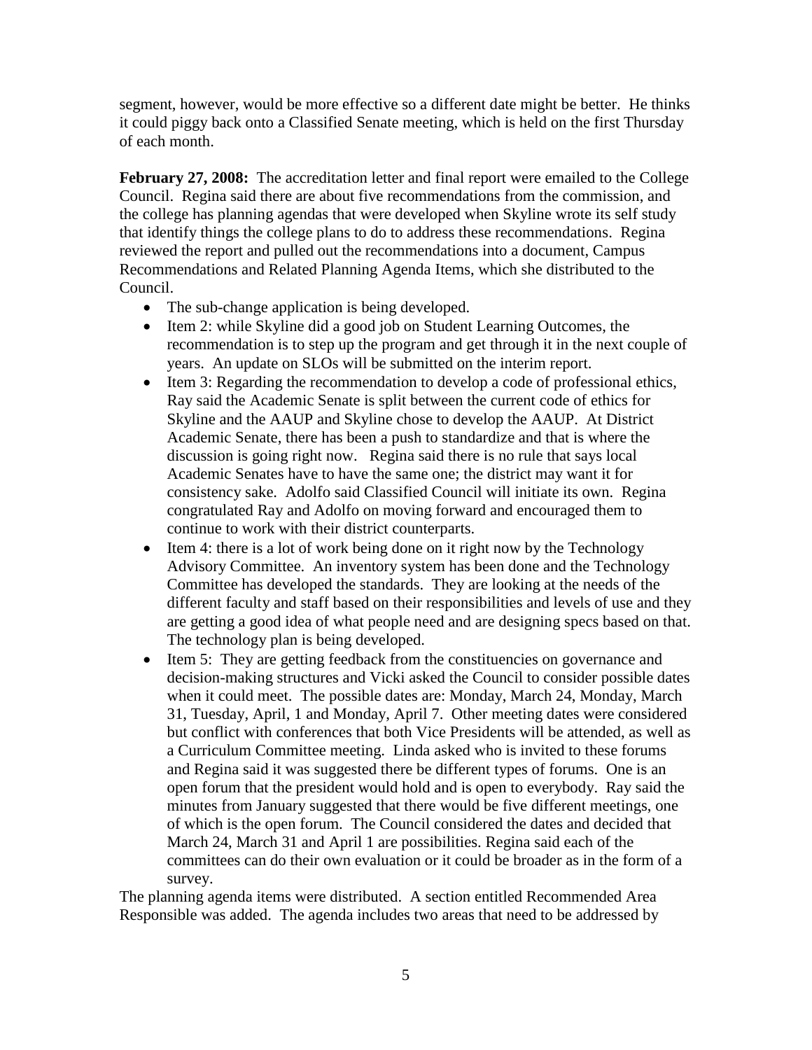segment, however, would be more effective so a different date might be better. He thinks it could piggy back onto a Classified Senate meeting, which is held on the first Thursday of each month.

**February 27, 2008:** The accreditation letter and final report were emailed to the College Council. Regina said there are about five recommendations from the commission, and the college has planning agendas that were developed when Skyline wrote its self study that identify things the college plans to do to address these recommendations. Regina reviewed the report and pulled out the recommendations into a document, Campus Recommendations and Related Planning Agenda Items, which she distributed to the Council.

- The sub-change application is being developed.
- Item 2: while Skyline did a good job on Student Learning Outcomes, the recommendation is to step up the program and get through it in the next couple of years. An update on SLOs will be submitted on the interim report.
- Item 3: Regarding the recommendation to develop a code of professional ethics, Ray said the Academic Senate is split between the current code of ethics for Skyline and the AAUP and Skyline chose to develop the AAUP. At District Academic Senate, there has been a push to standardize and that is where the discussion is going right now. Regina said there is no rule that says local Academic Senates have to have the same one; the district may want it for consistency sake. Adolfo said Classified Council will initiate its own. Regina congratulated Ray and Adolfo on moving forward and encouraged them to continue to work with their district counterparts.
- Item 4: there is a lot of work being done on it right now by the Technology Advisory Committee. An inventory system has been done and the Technology Committee has developed the standards. They are looking at the needs of the different faculty and staff based on their responsibilities and levels of use and they are getting a good idea of what people need and are designing specs based on that. The technology plan is being developed.
- Item 5: They are getting feedback from the constituencies on governance and decision-making structures and Vicki asked the Council to consider possible dates when it could meet. The possible dates are: Monday, March 24, Monday, March 31, Tuesday, April, 1 and Monday, April 7. Other meeting dates were considered but conflict with conferences that both Vice Presidents will be attended, as well as a Curriculum Committee meeting. Linda asked who is invited to these forums and Regina said it was suggested there be different types of forums. One is an open forum that the president would hold and is open to everybody. Ray said the minutes from January suggested that there would be five different meetings, one of which is the open forum. The Council considered the dates and decided that March 24, March 31 and April 1 are possibilities. Regina said each of the committees can do their own evaluation or it could be broader as in the form of a survey.

The planning agenda items were distributed. A section entitled Recommended Area Responsible was added. The agenda includes two areas that need to be addressed by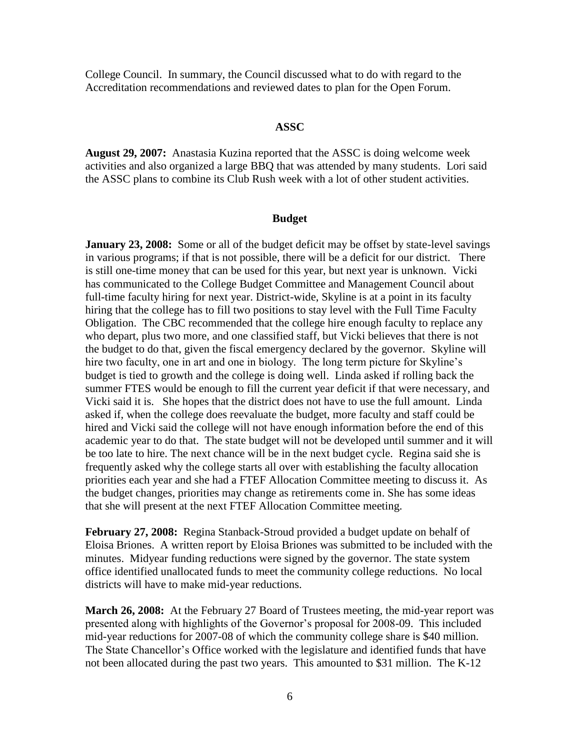College Council. In summary, the Council discussed what to do with regard to the Accreditation recommendations and reviewed dates to plan for the Open Forum.

## ASSC

**August 29, 2007:** Anastasia Kuzina reported that the ASSC is doing welcome week activities and also organized a large BBQ that was attended by many students. Lori said the ASSC plans to combine its Club Rush week with a lot of other student activities.

## Budget

**January 23, 2008:** Some or all of the budget deficit may be offset by state-level savings in various programs; if that is not possible, there will be a deficit for our district. There is still one-time money that can be used for this year, but next year is unknown. Vicki has communicated to the College Budget Committee and Management Council about full-time faculty hiring for next year. District-wide, Skyline is at a point in its faculty hiring that the college has to fill two positions to stay level with the Full Time Faculty Obligation. The CBC recommended that the college hire enough faculty to replace any who depart, plus two more, and one classified staff, but Vicki believes that there is not the budget to do that, given the fiscal emergency declared by the governor. Skyline will hire two faculty, one in art and one in biology. The long term picture for Skyline's budget is tied to growth and the college is doing well. Linda asked if rolling back the summer FTES would be enough to fill the current year deficit if that were necessary, and Vicki said it is. She hopes that the district does not have to use the full amount. Linda asked if, when the college does reevaluate the budget, more faculty and staff could be hired and Vicki said the college will not have enough information before the end of this academic year to do that. The state budget will not be developed until summer and it will be too late to hire. The next chance will be in the next budget cycle. Regina said she is frequently asked why the college starts all over with establishing the faculty allocation priorities each year and she had a FTEF Allocation Committee meeting to discuss it. As the budget changes, priorities may change as retirements come in. She has some ideas that she will present at the next FTEF Allocation Committee meeting.

**February 27, 2008:** Regina Stanback-Stroud provided a budget update on behalf of Eloisa Briones. A written report by Eloisa Briones was submitted to be included with the minutes. Midyear funding reductions were signed by the governor. The state system office identified unallocated funds to meet the community college reductions. No local districts will have to make mid-year reductions.

**March 26, 2008:** At the February 27 Board of Trustees meeting, the mid-year report was presented along with highlights of the Governor's proposal for 2008-09. This included mid-year reductions for 2007-08 of which the community college share is $40 million. The State Chancellor's Office worked with the legislature and identified funds that have not been allocated during the past two years. This amounted to $31 million. The K-12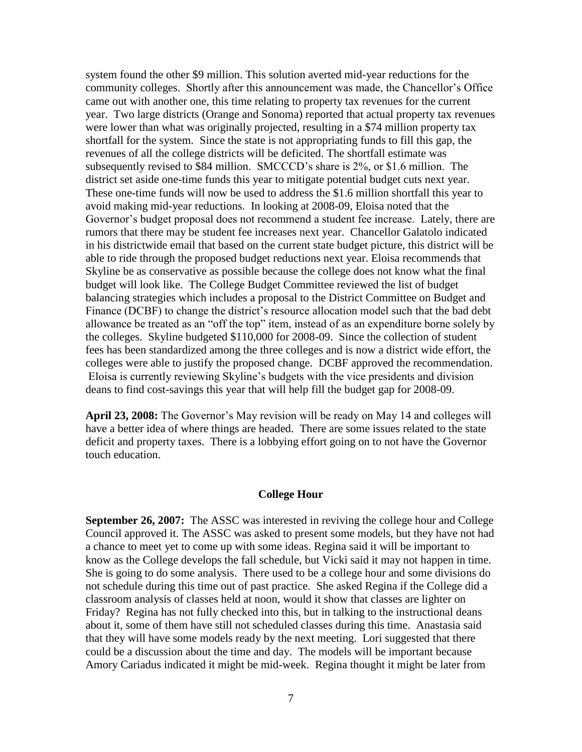system found the other $9 million. This solution averted mid-year reductions for the community colleges. Shortly after this announcement was made, the Chancellor's Office came out with another one, this time relating to property tax revenues for the current year. Two large districts (Orange and Sonoma) reported that actual property tax revenues were lower than what was originally projected, resulting in a $74 million property tax shortfall for the system. Since the state is not appropriating funds to fill this gap, the revenues of all the college districts will be deficited. The shortfall estimate was subsequently revised to $84 million. SMCCCD's share is 2%, or $1.6 million. The district set aside one-time funds this year to mitigate potential budget cuts next year. These one-time funds will now be used to address the $1.6 million shortfall this year to avoid making mid-year reductions. In looking at 2008-09, Eloisa noted that the Governor's budget proposal does not recommend a student fee increase. Lately, there are rumors that there may be student fee increases next year. Chancellor Galatolo indicated in his districtwide email that based on the current state budget picture, this district will be able to ride through the proposed budget reductions next year. Eloisa recommends that Skyline be as conservative as possible because the college does not know what the final budget will look like. The College Budget Committee reviewed the list of budget balancing strategies which includes a proposal to the District Committee on Budget and Finance (DCBF) to change the district's resource allocation model such that the bad debt allowance be treated as an "off the top" item, instead of as an expenditure borne solely by the colleges. Skyline budgeted $110,000 for 2008-09. Since the collection of student fees has been standardized among the three colleges and is now a district wide effort, the colleges were able to justify the proposed change. DCBF approved the recommendation. Eloisa is currently reviewing Skyline's budgets with the vice presidents and division deans to find cost-savings this year that will help fill the budget gap for 2008-09.

**April 23, 2008:** The Governor's May revision will be ready on May 14 and colleges will have a better idea of where things are headed. There are some issues related to the state deficit and property taxes. There is a lobbying effort going on to not have the Governor touch education.

## College Hour

**September 26, 2007:** The ASSC was interested in reviving the college hour and College Council approved it. The ASSC was asked to present some models, but they have not had a chance to meet yet to come up with some ideas. Regina said it will be important to know as the College develops the fall schedule, but Vicki said it may not happen in time. She is going to do some analysis. There used to be a college hour and some divisions do not schedule during this time out of past practice. She asked Regina if the College did a classroom analysis of classes held at noon, would it show that classes are lighter on Friday? Regina has not fully checked into this, but in talking to the instructional deans about it, some of them have still not scheduled classes during this time. Anastasia said that they will have some models ready by the next meeting. Lori suggested that there could be a discussion about the time and day. The models will be important because Amory Cariadus indicated it might be mid-week. Regina thought it might be later from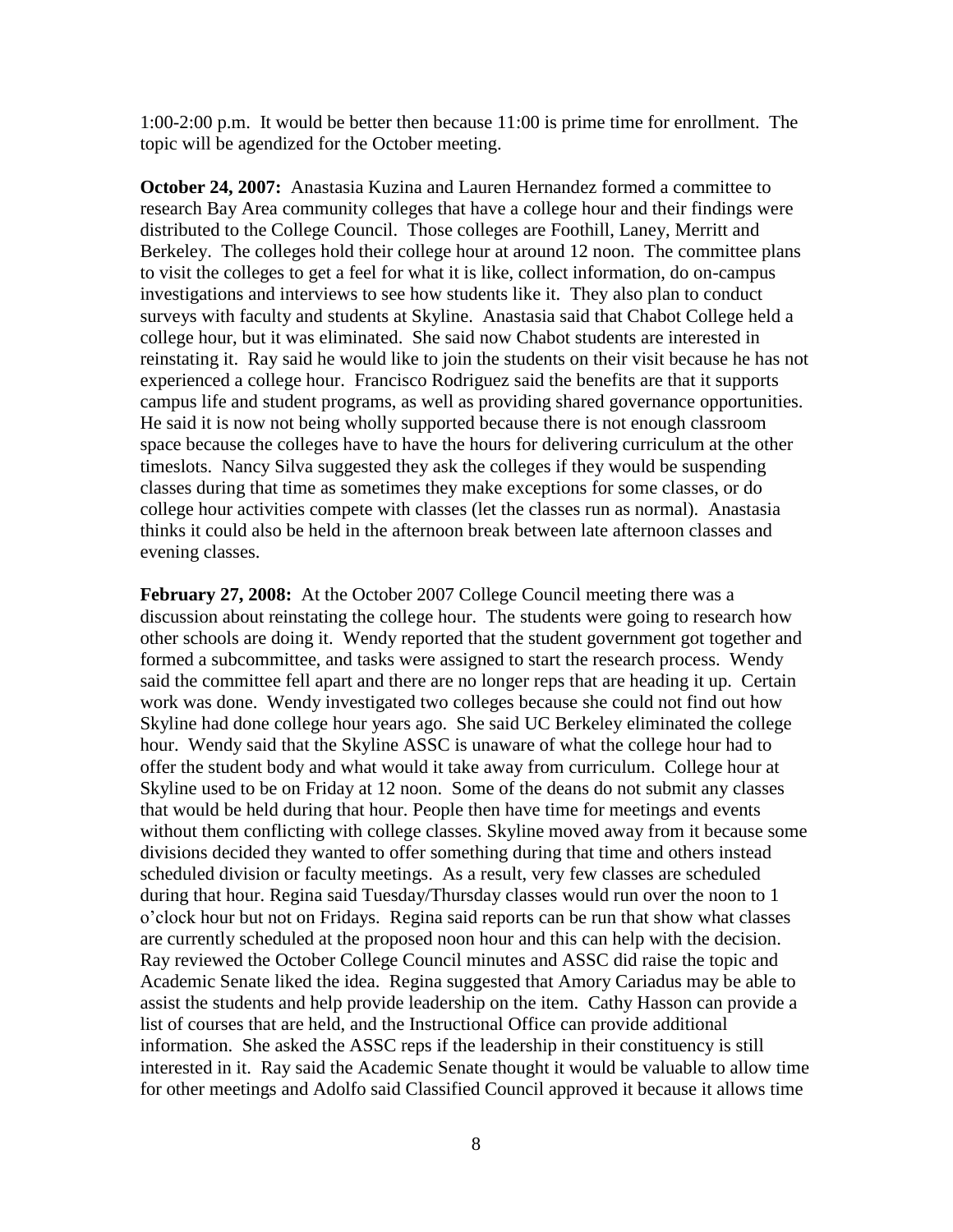1:00-2:00 p.m. It would be better then because 11:00 is prime time for enrollment. The topic will be agendized for the October meeting.

**October 24, 2007:** Anastasia Kuzina and Lauren Hernandez formed a committee to research Bay Area community colleges that have a college hour and their findings were distributed to the College Council. Those colleges are Foothill, Laney, Merritt and Berkeley. The colleges hold their college hour at around 12 noon. The committee plans to visit the colleges to get a feel for what it is like, collect information, do on-campus investigations and interviews to see how students like it. They also plan to conduct surveys with faculty and students at Skyline. Anastasia said that Chabot College held a college hour, but it was eliminated. She said now Chabot students are interested in reinstating it. Ray said he would like to join the students on their visit because he has not experienced a college hour. Francisco Rodriguez said the benefits are that it supports campus life and student programs, as well as providing shared governance opportunities. He said it is now not being wholly supported because there is not enough classroom space because the colleges have to have the hours for delivering curriculum at the other timeslots. Nancy Silva suggested they ask the colleges if they would be suspending classes during that time as sometimes they make exceptions for some classes, or do college hour activities compete with classes (let the classes run as normal). Anastasia thinks it could also be held in the afternoon break between late afternoon classes and evening classes.

**February 27, 2008:** At the October 2007 College Council meeting there was a discussion about reinstating the college hour. The students were going to research how other schools are doing it. Wendy reported that the student government got together and formed a subcommittee, and tasks were assigned to start the research process. Wendy said the committee fell apart and there are no longer reps that are heading it up. Certain work was done. Wendy investigated two colleges because she could not find out how Skyline had done college hour years ago. She said UC Berkeley eliminated the college hour. Wendy said that the Skyline ASSC is unaware of what the college hour had to offer the student body and what would it take away from curriculum. College hour at Skyline used to be on Friday at 12 noon. Some of the deans do not submit any classes that would be held during that hour. People then have time for meetings and events without them conflicting with college classes. Skyline moved away from it because some divisions decided they wanted to offer something during that time and others instead scheduled division or faculty meetings. As a result, very few classes are scheduled during that hour. Regina said Tuesday/Thursday classes would run over the noon to 1 o'clock hour but not on Fridays. Regina said reports can be run that show what classes are currently scheduled at the proposed noon hour and this can help with the decision. Ray reviewed the October College Council minutes and ASSC did raise the topic and Academic Senate liked the idea. Regina suggested that Amory Cariadus may be able to assist the students and help provide leadership on the item. Cathy Hasson can provide a list of courses that are held, and the Instructional Office can provide additional information. She asked the ASSC reps if the leadership in their constituency is still interested in it. Ray said the Academic Senate thought it would be valuable to allow time for other meetings and Adolfo said Classified Council approved it because it allows time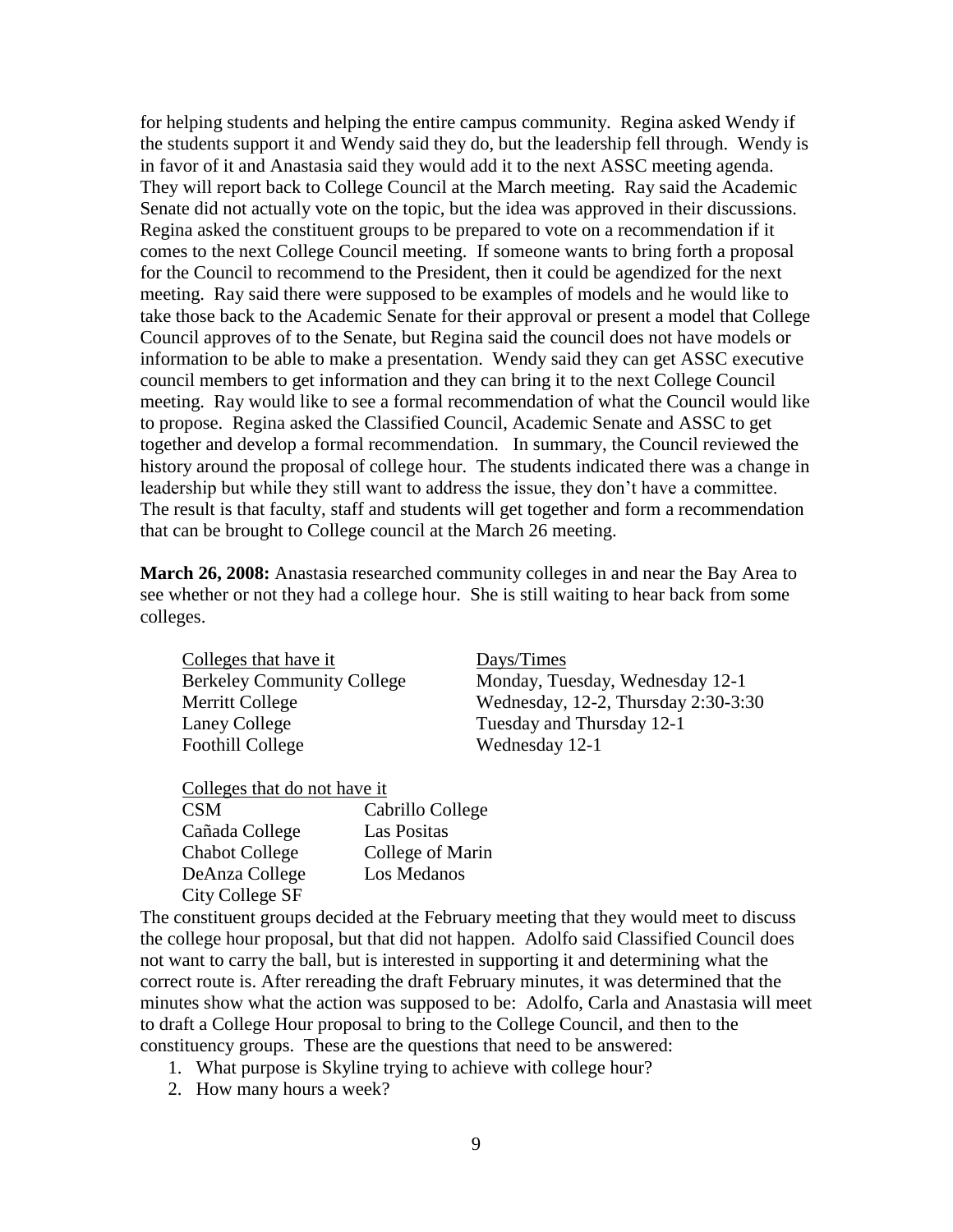for helping students and helping the entire campus community. Regina asked Wendy if the students support it and Wendy said they do, but the leadership fell through. Wendy is in favor of it and Anastasia said they would add it to the next ASSC meeting agenda. They will report back to College Council at the March meeting. Ray said the Academic Senate did not actually vote on the topic, but the idea was approved in their discussions. Regina asked the constituent groups to be prepared to vote on a recommendation if it comes to the next College Council meeting. If someone wants to bring forth a proposal for the Council to recommend to the President, then it could be agendized for the next meeting. Ray said there were supposed to be examples of models and he would like to take those back to the Academic Senate for their approval or present a model that College Council approves of to the Senate, but Regina said the council does not have models or information to be able to make a presentation. Wendy said they can get ASSC executive council members to get information and they can bring it to the next College Council meeting. Ray would like to see a formal recommendation of what the Council would like to propose. Regina asked the Classified Council, Academic Senate and ASSC to get together and develop a formal recommendation. In summary, the Council reviewed the history around the proposal of college hour. The students indicated there was a change in leadership but while they still want to address the issue, they don't have a committee. The result is that faculty, staff and students will get together and form a recommendation that can be brought to College council at the March 26 meeting.

**March 26, 2008:** Anastasia researched community colleges in and near the Bay Area to see whether or not they had a college hour. She is still waiting to hear back from some colleges.

| Colleges that have it | Days/Times |
|---|---|
| Berkeley Community College | Monday, Tuesday, Wednesday 12-1 |
| Merritt College | Wednesday, 12-2, Thursday 2:30-3:30 |
| Laney College | Tuesday and Thursday 12-1 |
| Foothill College | Wednesday 12-1 |

| Colleges that do not have it | |
|---|---|
| CSM | Cabrillo College |
| Cañada College | Las Positas |
| Chabot College | College of Marin |
| DeAnza College | Los Medanos |
| City College SF | |

The constituent groups decided at the February meeting that they would meet to discuss the college hour proposal, but that did not happen. Adolfo said Classified Council does not want to carry the ball, but is interested in supporting it and determining what the correct route is. After rereading the draft February minutes, it was determined that the minutes show what the action was supposed to be: Adolfo, Carla and Anastasia will meet to draft a College Hour proposal to bring to the College Council, and then to the constituency groups. These are the questions that need to be answered:

1. What purpose is Skyline trying to achieve with college hour?
2. How many hours a week?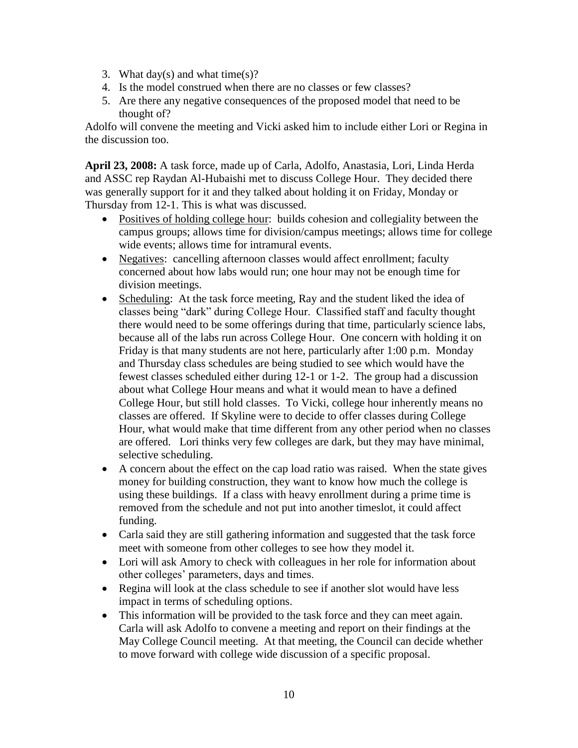3. What day(s) and what time(s)?
4. Is the model construed when there are no classes or few classes?
5. Are there any negative consequences of the proposed model that need to be thought of?

Adolfo will convene the meeting and Vicki asked him to include either Lori or Regina in the discussion too.

**April 23, 2008:** A task force, made up of Carla, Adolfo, Anastasia, Lori, Linda Herda and ASSC rep Raydan Al-Hubaishi met to discuss College Hour. They decided there was generally support for it and they talked about holding it on Friday, Monday or Thursday from 12-1. This is what was discussed.

- <u>Positives of holding college hour</u>: builds cohesion and collegiality between the campus groups; allows time for division/campus meetings; allows time for college wide events; allows time for intramural events.
- <u>Negatives</u>: cancelling afternoon classes would affect enrollment; faculty concerned about how labs would run; one hour may not be enough time for division meetings.
- <u>Scheduling</u>: At the task force meeting, Ray and the student liked the idea of classes being "dark" during College Hour. Classified staff and faculty thought there would need to be some offerings during that time, particularly science labs, because all of the labs run across College Hour. One concern with holding it on Friday is that many students are not here, particularly after 1:00 p.m. Monday and Thursday class schedules are being studied to see which would have the fewest classes scheduled either during 12-1 or 1-2. The group had a discussion about what College Hour means and what it would mean to have a defined College Hour, but still hold classes. To Vicki, college hour inherently means no classes are offered. If Skyline were to decide to offer classes during College Hour, what would make that time different from any other period when no classes are offered. Lori thinks very few colleges are dark, but they may have minimal, selective scheduling.
- A concern about the effect on the cap load ratio was raised. When the state gives money for building construction, they want to know how much the college is using these buildings. If a class with heavy enrollment during a prime time is removed from the schedule and not put into another timeslot, it could affect funding.
- Carla said they are still gathering information and suggested that the task force meet with someone from other colleges to see how they model it.
- Lori will ask Amory to check with colleagues in her role for information about other colleges' parameters, days and times.
- Regina will look at the class schedule to see if another slot would have less impact in terms of scheduling options.
- This information will be provided to the task force and they can meet again. Carla will ask Adolfo to convene a meeting and report on their findings at the May College Council meeting. At that meeting, the Council can decide whether to move forward with college wide discussion of a specific proposal.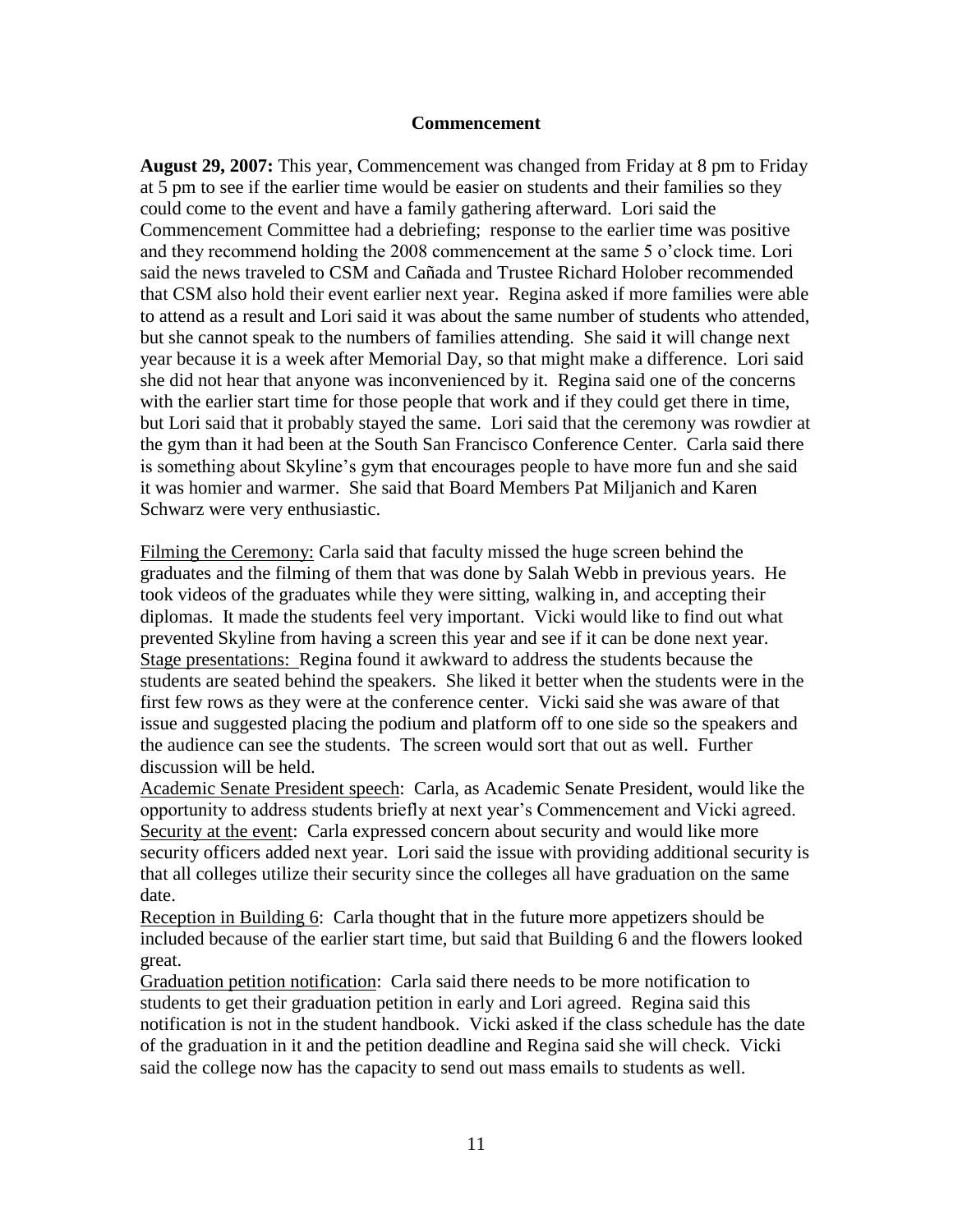## Commencement

**August 29, 2007:** This year, Commencement was changed from Friday at 8 pm to Friday at 5 pm to see if the earlier time would be easier on students and their families so they could come to the event and have a family gathering afterward. Lori said the Commencement Committee had a debriefing; response to the earlier time was positive and they recommend holding the 2008 commencement at the same 5 o'clock time. Lori said the news traveled to CSM and Cañada and Trustee Richard Holober recommended that CSM also hold their event earlier next year. Regina asked if more families were able to attend as a result and Lori said it was about the same number of students who attended, but she cannot speak to the numbers of families attending. She said it will change next year because it is a week after Memorial Day, so that might make a difference. Lori said she did not hear that anyone was inconvenienced by it. Regina said one of the concerns with the earlier start time for those people that work and if they could get there in time, but Lori said that it probably stayed the same. Lori said that the ceremony was rowdier at the gym than it had been at the South San Francisco Conference Center. Carla said there is something about Skyline's gym that encourages people to have more fun and she said it was homier and warmer. She said that Board Members Pat Miljanich and Karen Schwarz were very enthusiastic.

<u>Filming the Ceremony:</u> Carla said that faculty missed the huge screen behind the graduates and the filming of them that was done by Salah Webb in previous years. He took videos of the graduates while they were sitting, walking in, and accepting their diplomas. It made the students feel very important. Vicki would like to find out what prevented Skyline from having a screen this year and see if it can be done next year.
<u>Stage presentations:</u> Regina found it awkward to address the students because the students are seated behind the speakers. She liked it better when the students were in the first few rows as they were at the conference center. Vicki said she was aware of that issue and suggested placing the podium and platform off to one side so the speakers and the audience can see the students. The screen would sort that out as well. Further discussion will be held.
<u>Academic Senate President speech</u>: Carla, as Academic Senate President, would like the opportunity to address students briefly at next year's Commencement and Vicki agreed.
<u>Security at the event</u>: Carla expressed concern about security and would like more security officers added next year. Lori said the issue with providing additional security is that all colleges utilize their security since the colleges all have graduation on the same date.
<u>Reception in Building 6</u>: Carla thought that in the future more appetizers should be included because of the earlier start time, but said that Building 6 and the flowers looked great.
<u>Graduation petition notification</u>: Carla said there needs to be more notification to students to get their graduation petition in early and Lori agreed. Regina said this notification is not in the student handbook. Vicki asked if the class schedule has the date of the graduation in it and the petition deadline and Regina said she will check. Vicki said the college now has the capacity to send out mass emails to students as well.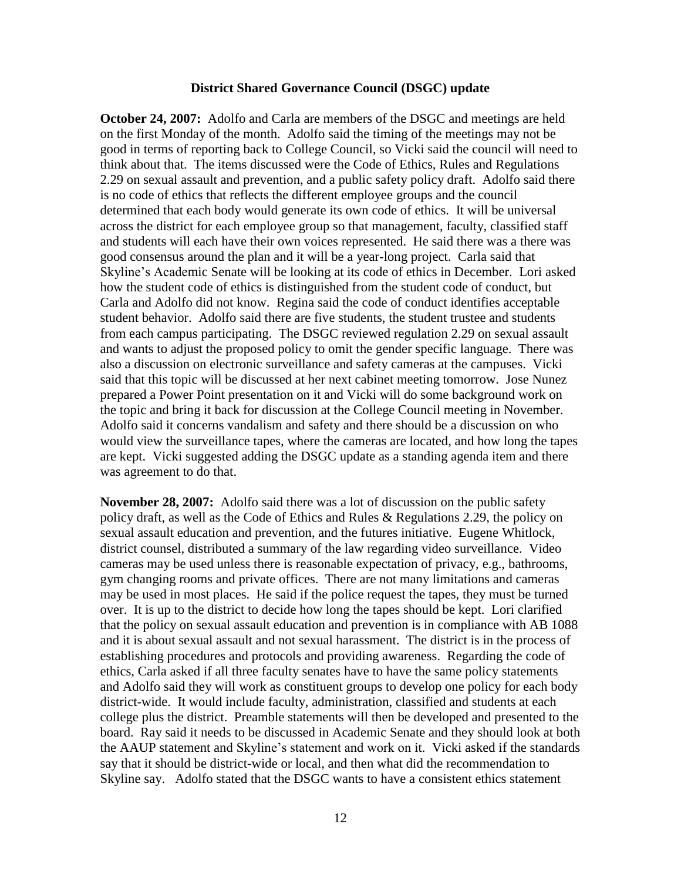### District Shared Governance Council (DSGC) update

**October 24, 2007:** Adolfo and Carla are members of the DSGC and meetings are held on the first Monday of the month. Adolfo said the timing of the meetings may not be good in terms of reporting back to College Council, so Vicki said the council will need to think about that. The items discussed were the Code of Ethics, Rules and Regulations 2.29 on sexual assault and prevention, and a public safety policy draft. Adolfo said there is no code of ethics that reflects the different employee groups and the council determined that each body would generate its own code of ethics. It will be universal across the district for each employee group so that management, faculty, classified staff and students will each have their own voices represented. He said there was a there was good consensus around the plan and it will be a year-long project. Carla said that Skyline's Academic Senate will be looking at its code of ethics in December. Lori asked how the student code of ethics is distinguished from the student code of conduct, but Carla and Adolfo did not know. Regina said the code of conduct identifies acceptable student behavior. Adolfo said there are five students, the student trustee and students from each campus participating. The DSGC reviewed regulation 2.29 on sexual assault and wants to adjust the proposed policy to omit the gender specific language. There was also a discussion on electronic surveillance and safety cameras at the campuses. Vicki said that this topic will be discussed at her next cabinet meeting tomorrow. Jose Nunez prepared a Power Point presentation on it and Vicki will do some background work on the topic and bring it back for discussion at the College Council meeting in November. Adolfo said it concerns vandalism and safety and there should be a discussion on who would view the surveillance tapes, where the cameras are located, and how long the tapes are kept. Vicki suggested adding the DSGC update as a standing agenda item and there was agreement to do that.

**November 28, 2007:** Adolfo said there was a lot of discussion on the public safety policy draft, as well as the Code of Ethics and Rules & Regulations 2.29, the policy on sexual assault education and prevention, and the futures initiative. Eugene Whitlock, district counsel, distributed a summary of the law regarding video surveillance. Video cameras may be used unless there is reasonable expectation of privacy, e.g., bathrooms, gym changing rooms and private offices. There are not many limitations and cameras may be used in most places. He said if the police request the tapes, they must be turned over. It is up to the district to decide how long the tapes should be kept. Lori clarified that the policy on sexual assault education and prevention is in compliance with AB 1088 and it is about sexual assault and not sexual harassment. The district is in the process of establishing procedures and protocols and providing awareness. Regarding the code of ethics, Carla asked if all three faculty senates have to have the same policy statements and Adolfo said they will work as constituent groups to develop one policy for each body district-wide. It would include faculty, administration, classified and students at each college plus the district. Preamble statements will then be developed and presented to the board. Ray said it needs to be discussed in Academic Senate and they should look at both the AAUP statement and Skyline's statement and work on it. Vicki asked if the standards say that it should be district-wide or local, and then what did the recommendation to Skyline say. Adolfo stated that the DSGC wants to have a consistent ethics statement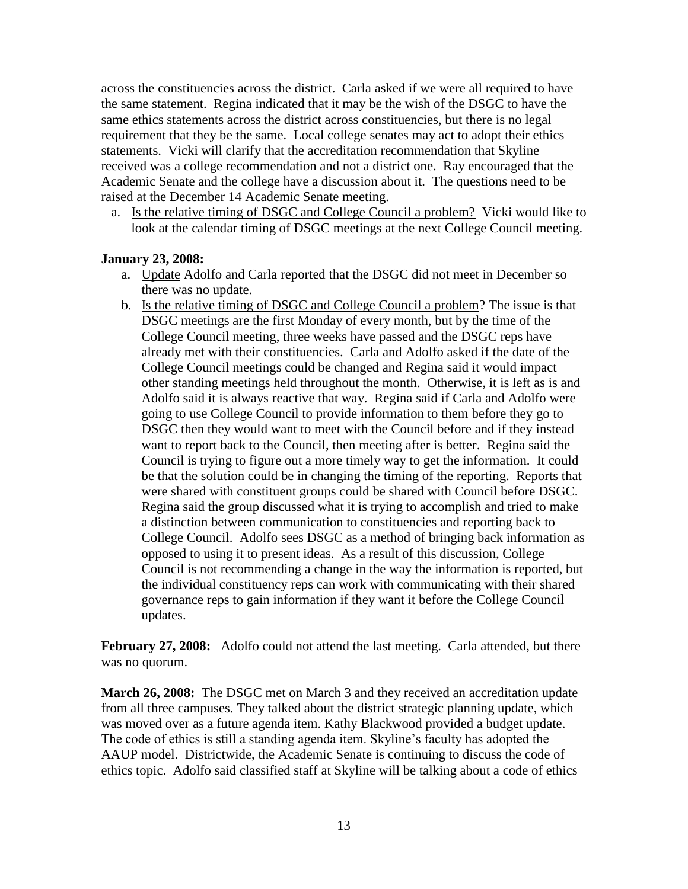across the constituencies across the district. Carla asked if we were all required to have the same statement. Regina indicated that it may be the wish of the DSGC to have the same ethics statements across the district across constituencies, but there is no legal requirement that they be the same. Local college senates may act to adopt their ethics statements. Vicki will clarify that the accreditation recommendation that Skyline received was a college recommendation and not a district one. Ray encouraged that the Academic Senate and the college have a discussion about it. The questions need to be raised at the December 14 Academic Senate meeting.

a. Is the relative timing of DSGC and College Council a problem? Vicki would like to look at the calendar timing of DSGC meetings at the next College Council meeting.

**January 23, 2008:**

a. Update Adolfo and Carla reported that the DSGC did not meet in December so there was no update.
b. Is the relative timing of DSGC and College Council a problem? The issue is that DSGC meetings are the first Monday of every month, but by the time of the College Council meeting, three weeks have passed and the DSGC reps have already met with their constituencies. Carla and Adolfo asked if the date of the College Council meetings could be changed and Regina said it would impact other standing meetings held throughout the month. Otherwise, it is left as is and Adolfo said it is always reactive that way. Regina said if Carla and Adolfo were going to use College Council to provide information to them before they go to DSGC then they would want to meet with the Council before and if they instead want to report back to the Council, then meeting after is better. Regina said the Council is trying to figure out a more timely way to get the information. It could be that the solution could be in changing the timing of the reporting. Reports that were shared with constituent groups could be shared with Council before DSGC. Regina said the group discussed what it is trying to accomplish and tried to make a distinction between communication to constituencies and reporting back to College Council. Adolfo sees DSGC as a method of bringing back information as opposed to using it to present ideas. As a result of this discussion, College Council is not recommending a change in the way the information is reported, but the individual constituency reps can work with communicating with their shared governance reps to gain information if they want it before the College Council updates.

**February 27, 2008:** Adolfo could not attend the last meeting. Carla attended, but there was no quorum.

**March 26, 2008:** The DSGC met on March 3 and they received an accreditation update from all three campuses. They talked about the district strategic planning update, which was moved over as a future agenda item. Kathy Blackwood provided a budget update. The code of ethics is still a standing agenda item. Skyline's faculty has adopted the AAUP model. Districtwide, the Academic Senate is continuing to discuss the code of ethics topic. Adolfo said classified staff at Skyline will be talking about a code of ethics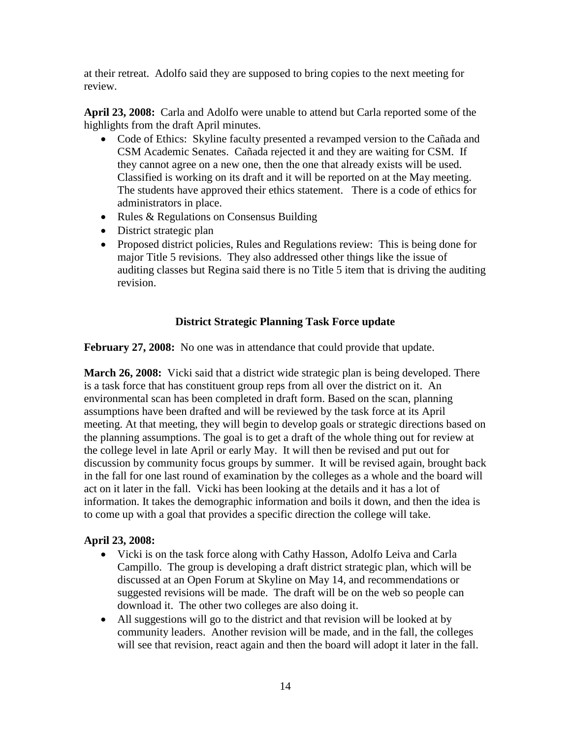at their retreat. Adolfo said they are supposed to bring copies to the next meeting for review.

**April 23, 2008:** Carla and Adolfo were unable to attend but Carla reported some of the highlights from the draft April minutes.

- Code of Ethics: Skyline faculty presented a revamped version to the Cañada and CSM Academic Senates. Cañada rejected it and they are waiting for CSM. If they cannot agree on a new one, then the one that already exists will be used. Classified is working on its draft and it will be reported on at the May meeting. The students have approved their ethics statement. There is a code of ethics for administrators in place.
- Rules & Regulations on Consensus Building
- District strategic plan
- Proposed district policies, Rules and Regulations review: This is being done for major Title 5 revisions. They also addressed other things like the issue of auditing classes but Regina said there is no Title 5 item that is driving the auditing revision.

### District Strategic Planning Task Force update

**February 27, 2008:** No one was in attendance that could provide that update.

**March 26, 2008:** Vicki said that a district wide strategic plan is being developed. There is a task force that has constituent group reps from all over the district on it. An environmental scan has been completed in draft form. Based on the scan, planning assumptions have been drafted and will be reviewed by the task force at its April meeting. At that meeting, they will begin to develop goals or strategic directions based on the planning assumptions. The goal is to get a draft of the whole thing out for review at the college level in late April or early May. It will then be revised and put out for discussion by community focus groups by summer. It will be revised again, brought back in the fall for one last round of examination by the colleges as a whole and the board will act on it later in the fall. Vicki has been looking at the details and it has a lot of information. It takes the demographic information and boils it down, and then the idea is to come up with a goal that provides a specific direction the college will take.

**April 23, 2008:**

- Vicki is on the task force along with Cathy Hasson, Adolfo Leiva and Carla Campillo. The group is developing a draft district strategic plan, which will be discussed at an Open Forum at Skyline on May 14, and recommendations or suggested revisions will be made. The draft will be on the web so people can download it. The other two colleges are also doing it.
- All suggestions will go to the district and that revision will be looked at by community leaders. Another revision will be made, and in the fall, the colleges will see that revision, react again and then the board will adopt it later in the fall.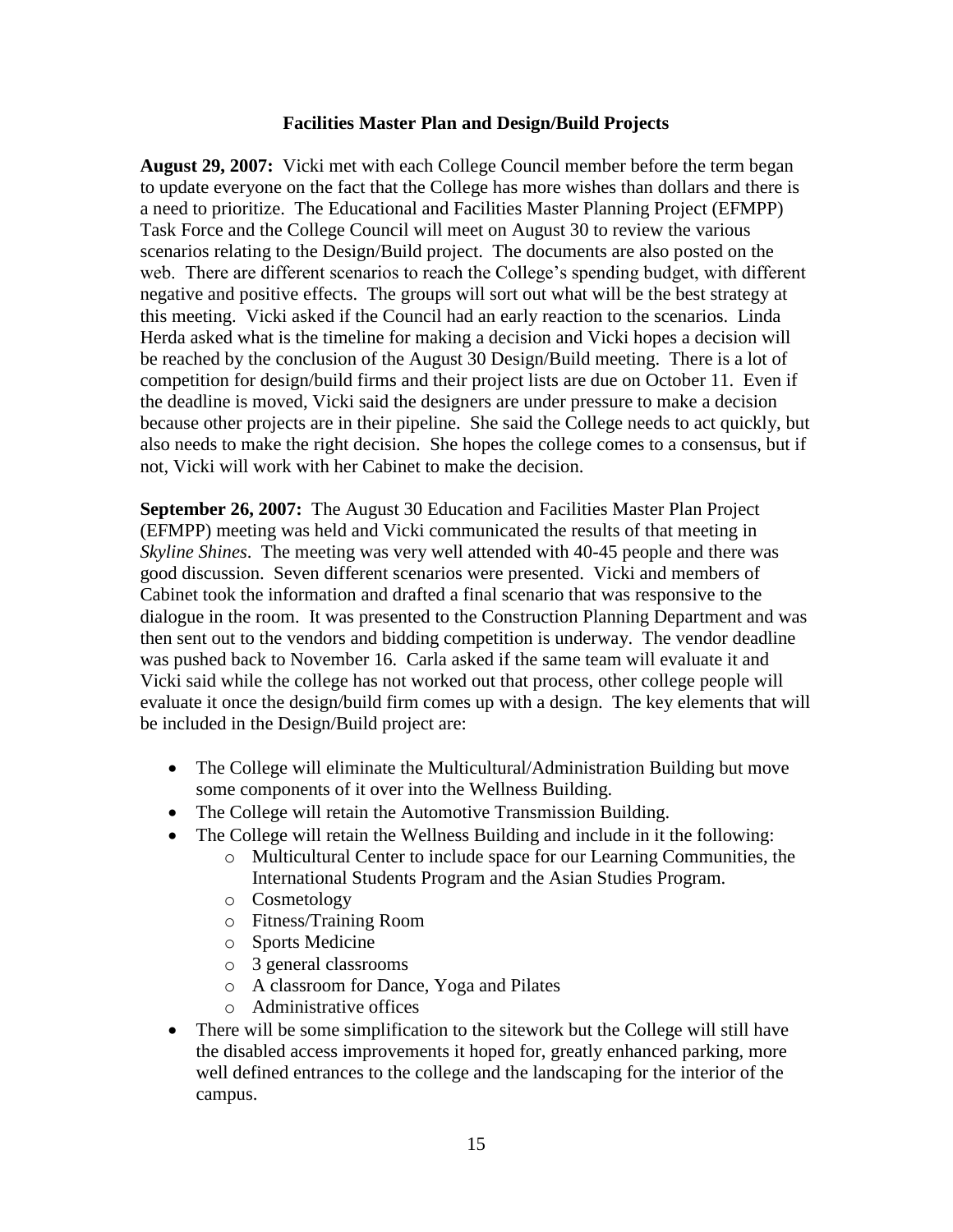## Facilities Master Plan and Design/Build Projects

**August 29, 2007:** Vicki met with each College Council member before the term began to update everyone on the fact that the College has more wishes than dollars and there is a need to prioritize. The Educational and Facilities Master Planning Project (EFMPP) Task Force and the College Council will meet on August 30 to review the various scenarios relating to the Design/Build project. The documents are also posted on the web. There are different scenarios to reach the College's spending budget, with different negative and positive effects. The groups will sort out what will be the best strategy at this meeting. Vicki asked if the Council had an early reaction to the scenarios. Linda Herda asked what is the timeline for making a decision and Vicki hopes a decision will be reached by the conclusion of the August 30 Design/Build meeting. There is a lot of competition for design/build firms and their project lists are due on October 11. Even if the deadline is moved, Vicki said the designers are under pressure to make a decision because other projects are in their pipeline. She said the College needs to act quickly, but also needs to make the right decision. She hopes the college comes to a consensus, but if not, Vicki will work with her Cabinet to make the decision.

**September 26, 2007:** The August 30 Education and Facilities Master Plan Project (EFMPP) meeting was held and Vicki communicated the results of that meeting in *Skyline Shines*. The meeting was very well attended with 40-45 people and there was good discussion. Seven different scenarios were presented. Vicki and members of Cabinet took the information and drafted a final scenario that was responsive to the dialogue in the room. It was presented to the Construction Planning Department and was then sent out to the vendors and bidding competition is underway. The vendor deadline was pushed back to November 16. Carla asked if the same team will evaluate it and Vicki said while the college has not worked out that process, other college people will evaluate it once the design/build firm comes up with a design. The key elements that will be included in the Design/Build project are:

- The College will eliminate the Multicultural/Administration Building but move some components of it over into the Wellness Building.
- The College will retain the Automotive Transmission Building.
- The College will retain the Wellness Building and include in it the following:
  - Multicultural Center to include space for our Learning Communities, the International Students Program and the Asian Studies Program.
  - Cosmetology
  - Fitness/Training Room
  - Sports Medicine
  - 3 general classrooms
  - A classroom for Dance, Yoga and Pilates
  - Administrative offices
- There will be some simplification to the sitework but the College will still have the disabled access improvements it hoped for, greatly enhanced parking, more well defined entrances to the college and the landscaping for the interior of the campus.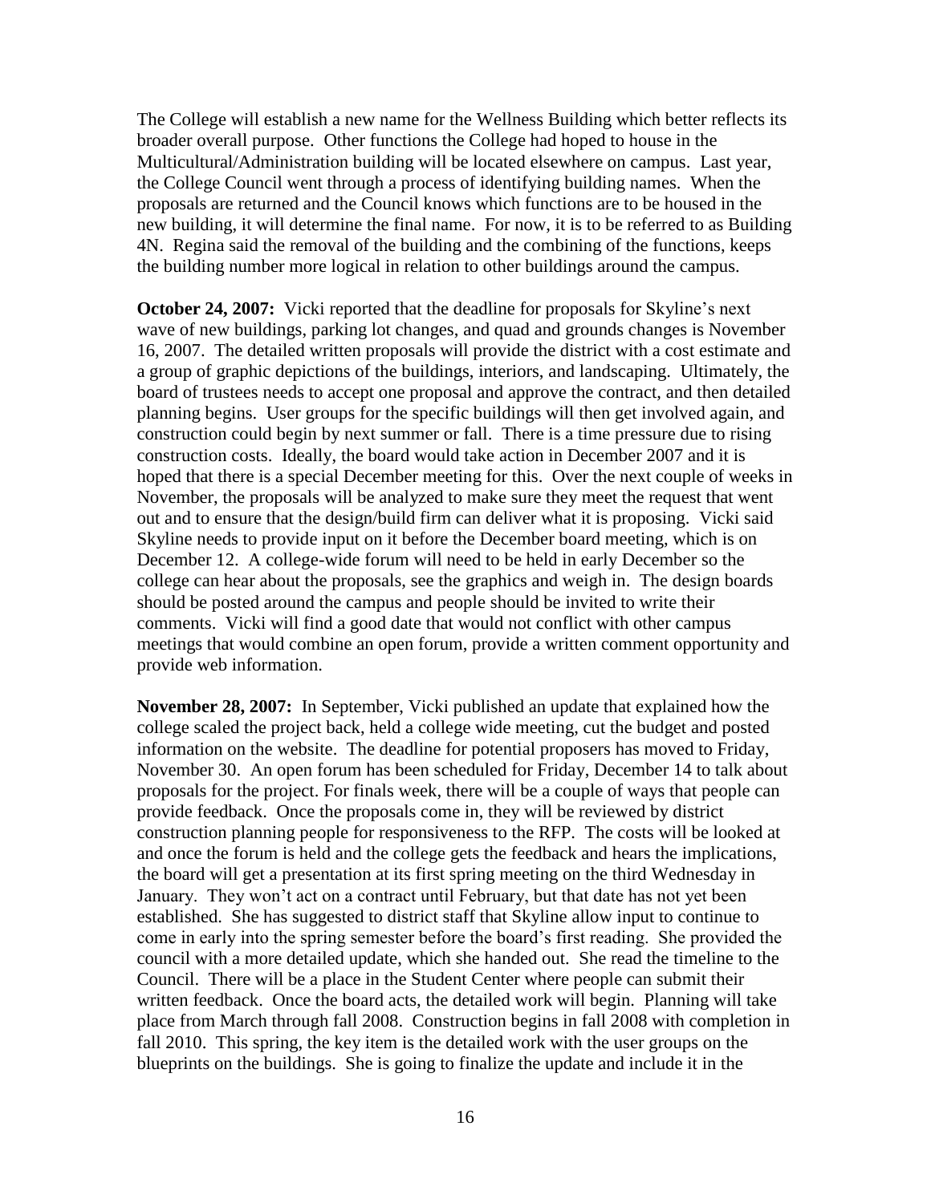The College will establish a new name for the Wellness Building which better reflects its broader overall purpose. Other functions the College had hoped to house in the Multicultural/Administration building will be located elsewhere on campus. Last year, the College Council went through a process of identifying building names. When the proposals are returned and the Council knows which functions are to be housed in the new building, it will determine the final name. For now, it is to be referred to as Building 4N. Regina said the removal of the building and the combining of the functions, keeps the building number more logical in relation to other buildings around the campus.

**October 24, 2007:** Vicki reported that the deadline for proposals for Skyline's next wave of new buildings, parking lot changes, and quad and grounds changes is November 16, 2007. The detailed written proposals will provide the district with a cost estimate and a group of graphic depictions of the buildings, interiors, and landscaping. Ultimately, the board of trustees needs to accept one proposal and approve the contract, and then detailed planning begins. User groups for the specific buildings will then get involved again, and construction could begin by next summer or fall. There is a time pressure due to rising construction costs. Ideally, the board would take action in December 2007 and it is hoped that there is a special December meeting for this. Over the next couple of weeks in November, the proposals will be analyzed to make sure they meet the request that went out and to ensure that the design/build firm can deliver what it is proposing. Vicki said Skyline needs to provide input on it before the December board meeting, which is on December 12. A college-wide forum will need to be held in early December so the college can hear about the proposals, see the graphics and weigh in. The design boards should be posted around the campus and people should be invited to write their comments. Vicki will find a good date that would not conflict with other campus meetings that would combine an open forum, provide a written comment opportunity and provide web information.

**November 28, 2007:** In September, Vicki published an update that explained how the college scaled the project back, held a college wide meeting, cut the budget and posted information on the website. The deadline for potential proposers has moved to Friday, November 30. An open forum has been scheduled for Friday, December 14 to talk about proposals for the project. For finals week, there will be a couple of ways that people can provide feedback. Once the proposals come in, they will be reviewed by district construction planning people for responsiveness to the RFP. The costs will be looked at and once the forum is held and the college gets the feedback and hears the implications, the board will get a presentation at its first spring meeting on the third Wednesday in January. They won't act on a contract until February, but that date has not yet been established. She has suggested to district staff that Skyline allow input to continue to come in early into the spring semester before the board's first reading. She provided the council with a more detailed update, which she handed out. She read the timeline to the Council. There will be a place in the Student Center where people can submit their written feedback. Once the board acts, the detailed work will begin. Planning will take place from March through fall 2008. Construction begins in fall 2008 with completion in fall 2010. This spring, the key item is the detailed work with the user groups on the blueprints on the buildings. She is going to finalize the update and include it in the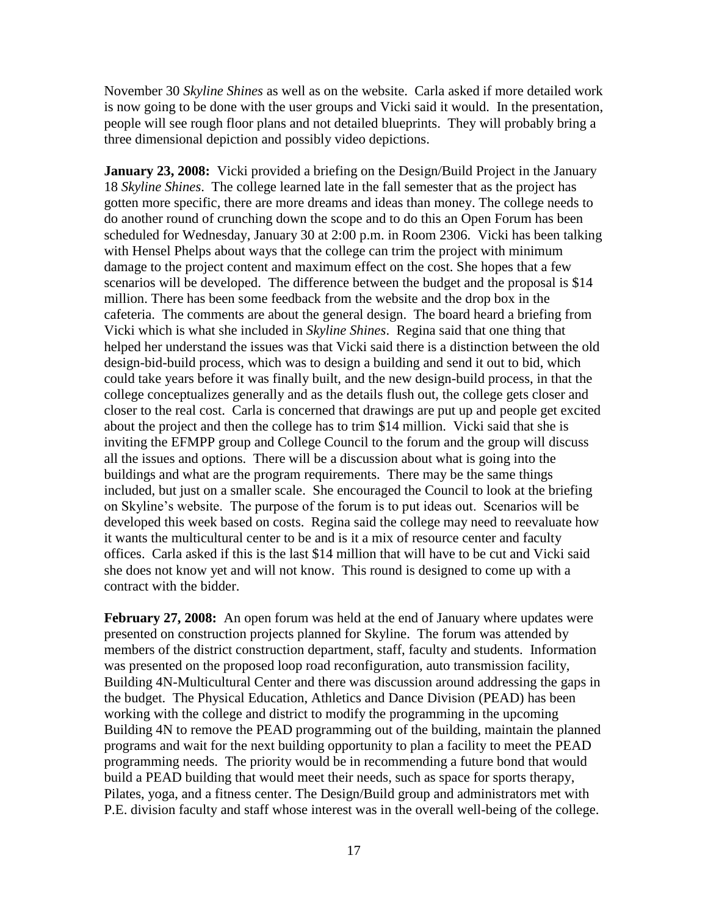November 30 *Skyline Shines* as well as on the website. Carla asked if more detailed work is now going to be done with the user groups and Vicki said it would. In the presentation, people will see rough floor plans and not detailed blueprints. They will probably bring a three dimensional depiction and possibly video depictions.

**January 23, 2008:** Vicki provided a briefing on the Design/Build Project in the January 18 *Skyline Shines*. The college learned late in the fall semester that as the project has gotten more specific, there are more dreams and ideas than money. The college needs to do another round of crunching down the scope and to do this an Open Forum has been scheduled for Wednesday, January 30 at 2:00 p.m. in Room 2306. Vicki has been talking with Hensel Phelps about ways that the college can trim the project with minimum damage to the project content and maximum effect on the cost. She hopes that a few scenarios will be developed. The difference between the budget and the proposal is $14 million. There has been some feedback from the website and the drop box in the cafeteria. The comments are about the general design. The board heard a briefing from Vicki which is what she included in *Skyline Shines*. Regina said that one thing that helped her understand the issues was that Vicki said there is a distinction between the old design-bid-build process, which was to design a building and send it out to bid, which could take years before it was finally built, and the new design-build process, in that the college conceptualizes generally and as the details flush out, the college gets closer and closer to the real cost. Carla is concerned that drawings are put up and people get excited about the project and then the college has to trim $14 million. Vicki said that she is inviting the EFMPP group and College Council to the forum and the group will discuss all the issues and options. There will be a discussion about what is going into the buildings and what are the program requirements. There may be the same things included, but just on a smaller scale. She encouraged the Council to look at the briefing on Skyline's website. The purpose of the forum is to put ideas out. Scenarios will be developed this week based on costs. Regina said the college may need to reevaluate how it wants the multicultural center to be and is it a mix of resource center and faculty offices. Carla asked if this is the last $14 million that will have to be cut and Vicki said she does not know yet and will not know. This round is designed to come up with a contract with the bidder.

**February 27, 2008:** An open forum was held at the end of January where updates were presented on construction projects planned for Skyline. The forum was attended by members of the district construction department, staff, faculty and students. Information was presented on the proposed loop road reconfiguration, auto transmission facility, Building 4N-Multicultural Center and there was discussion around addressing the gaps in the budget. The Physical Education, Athletics and Dance Division (PEAD) has been working with the college and district to modify the programming in the upcoming Building 4N to remove the PEAD programming out of the building, maintain the planned programs and wait for the next building opportunity to plan a facility to meet the PEAD programming needs. The priority would be in recommending a future bond that would build a PEAD building that would meet their needs, such as space for sports therapy, Pilates, yoga, and a fitness center. The Design/Build group and administrators met with P.E. division faculty and staff whose interest was in the overall well-being of the college.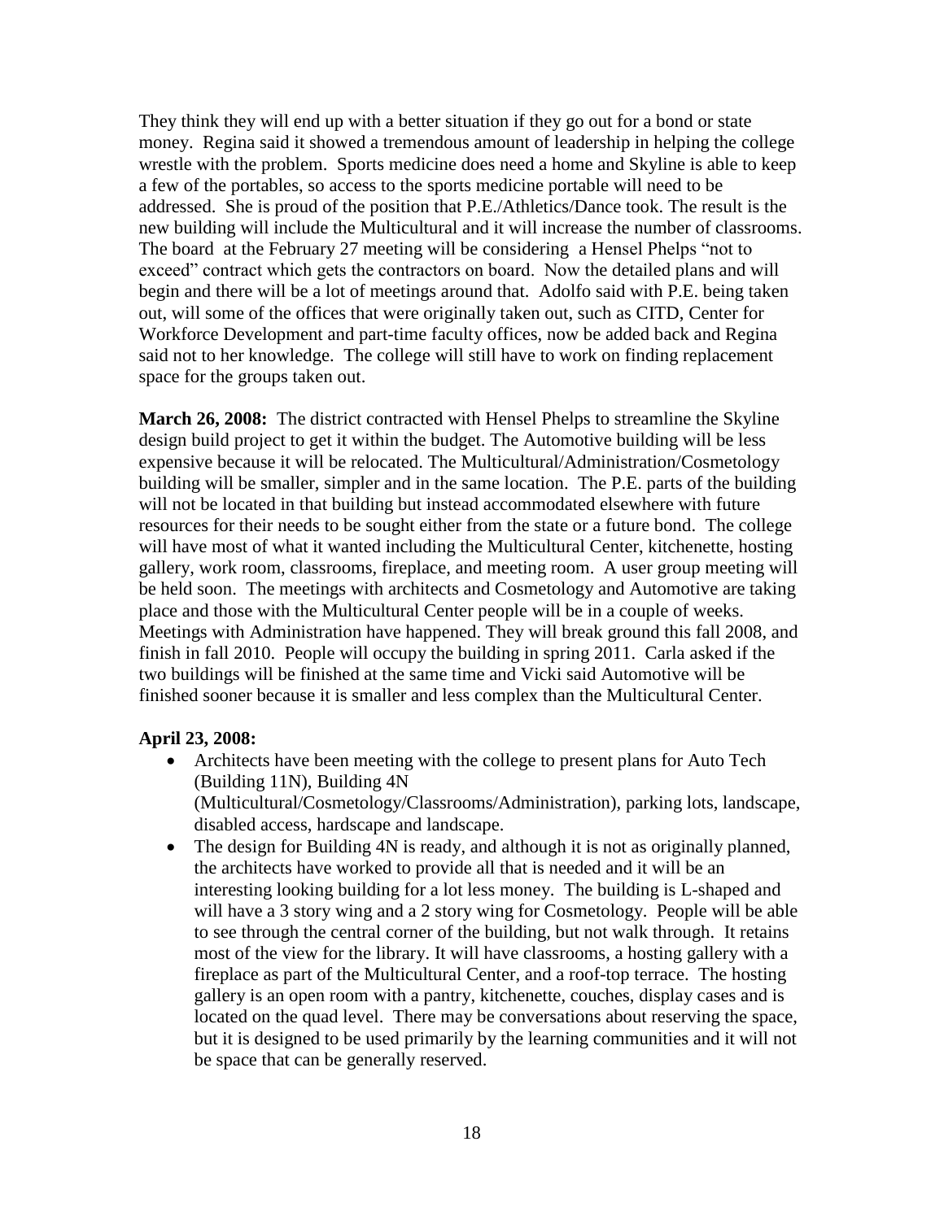They think they will end up with a better situation if they go out for a bond or state money. Regina said it showed a tremendous amount of leadership in helping the college wrestle with the problem. Sports medicine does need a home and Skyline is able to keep a few of the portables, so access to the sports medicine portable will need to be addressed. She is proud of the position that P.E./Athletics/Dance took. The result is the new building will include the Multicultural and it will increase the number of classrooms. The board at the February 27 meeting will be considering a Hensel Phelps "not to exceed" contract which gets the contractors on board. Now the detailed plans and will begin and there will be a lot of meetings around that. Adolfo said with P.E. being taken out, will some of the offices that were originally taken out, such as CITD, Center for Workforce Development and part-time faculty offices, now be added back and Regina said not to her knowledge. The college will still have to work on finding replacement space for the groups taken out.

**March 26, 2008:** The district contracted with Hensel Phelps to streamline the Skyline design build project to get it within the budget. The Automotive building will be less expensive because it will be relocated. The Multicultural/Administration/Cosmetology building will be smaller, simpler and in the same location. The P.E. parts of the building will not be located in that building but instead accommodated elsewhere with future resources for their needs to be sought either from the state or a future bond. The college will have most of what it wanted including the Multicultural Center, kitchenette, hosting gallery, work room, classrooms, fireplace, and meeting room. A user group meeting will be held soon. The meetings with architects and Cosmetology and Automotive are taking place and those with the Multicultural Center people will be in a couple of weeks. Meetings with Administration have happened. They will break ground this fall 2008, and finish in fall 2010. People will occupy the building in spring 2011. Carla asked if the two buildings will be finished at the same time and Vicki said Automotive will be finished sooner because it is smaller and less complex than the Multicultural Center.

**April 23, 2008:**

- Architects have been meeting with the college to present plans for Auto Tech (Building 11N), Building 4N (Multicultural/Cosmetology/Classrooms/Administration), parking lots, landscape, disabled access, hardscape and landscape.
- The design for Building 4N is ready, and although it is not as originally planned, the architects have worked to provide all that is needed and it will be an interesting looking building for a lot less money. The building is L-shaped and will have a 3 story wing and a 2 story wing for Cosmetology. People will be able to see through the central corner of the building, but not walk through. It retains most of the view for the library. It will have classrooms, a hosting gallery with a fireplace as part of the Multicultural Center, and a roof-top terrace. The hosting gallery is an open room with a pantry, kitchenette, couches, display cases and is located on the quad level. There may be conversations about reserving the space, but it is designed to be used primarily by the learning communities and it will not be space that can be generally reserved.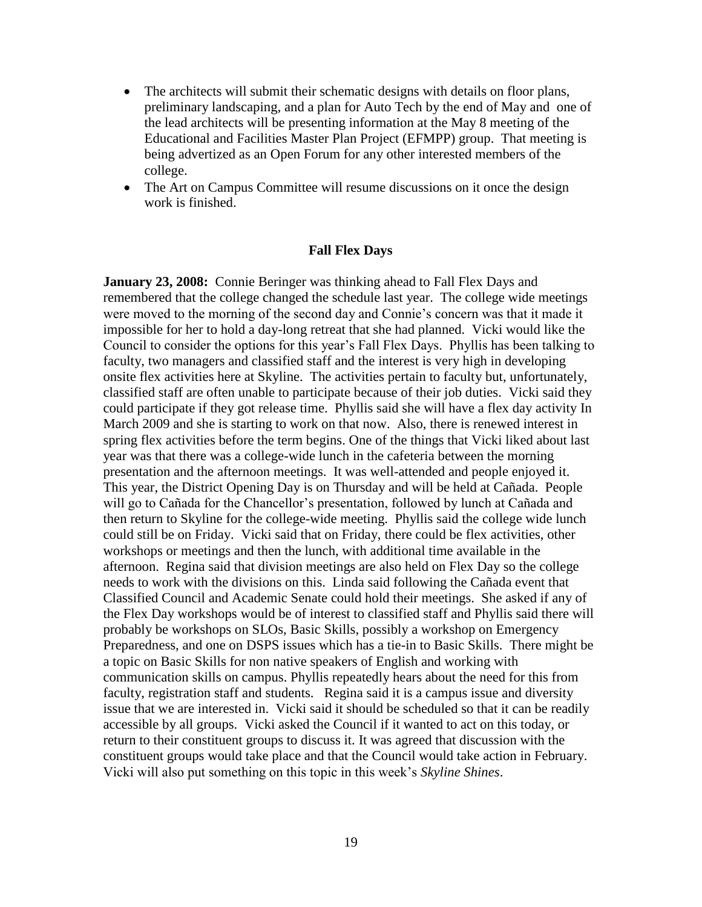- The architects will submit their schematic designs with details on floor plans, preliminary landscaping, and a plan for Auto Tech by the end of May and one of the lead architects will be presenting information at the May 8 meeting of the Educational and Facilities Master Plan Project (EFMPP) group. That meeting is being advertized as an Open Forum for any other interested members of the college.
- The Art on Campus Committee will resume discussions on it once the design work is finished.

**Fall Flex Days**

**January 23, 2008:** Connie Beringer was thinking ahead to Fall Flex Days and remembered that the college changed the schedule last year. The college wide meetings were moved to the morning of the second day and Connie's concern was that it made it impossible for her to hold a day-long retreat that she had planned. Vicki would like the Council to consider the options for this year's Fall Flex Days. Phyllis has been talking to faculty, two managers and classified staff and the interest is very high in developing onsite flex activities here at Skyline. The activities pertain to faculty but, unfortunately, classified staff are often unable to participate because of their job duties. Vicki said they could participate if they got release time. Phyllis said she will have a flex day activity In March 2009 and she is starting to work on that now. Also, there is renewed interest in spring flex activities before the term begins. One of the things that Vicki liked about last year was that there was a college-wide lunch in the cafeteria between the morning presentation and the afternoon meetings. It was well-attended and people enjoyed it. This year, the District Opening Day is on Thursday and will be held at Cañada. People will go to Cañada for the Chancellor's presentation, followed by lunch at Cañada and then return to Skyline for the college-wide meeting. Phyllis said the college wide lunch could still be on Friday. Vicki said that on Friday, there could be flex activities, other workshops or meetings and then the lunch, with additional time available in the afternoon. Regina said that division meetings are also held on Flex Day so the college needs to work with the divisions on this. Linda said following the Cañada event that Classified Council and Academic Senate could hold their meetings. She asked if any of the Flex Day workshops would be of interest to classified staff and Phyllis said there will probably be workshops on SLOs, Basic Skills, possibly a workshop on Emergency Preparedness, and one on DSPS issues which has a tie-in to Basic Skills. There might be a topic on Basic Skills for non native speakers of English and working with communication skills on campus. Phyllis repeatedly hears about the need for this from faculty, registration staff and students. Regina said it is a campus issue and diversity issue that we are interested in. Vicki said it should be scheduled so that it can be readily accessible by all groups. Vicki asked the Council if it wanted to act on this today, or return to their constituent groups to discuss it. It was agreed that discussion with the constituent groups would take place and that the Council would take action in February. Vicki will also put something on this topic in this week's *Skyline Shines*.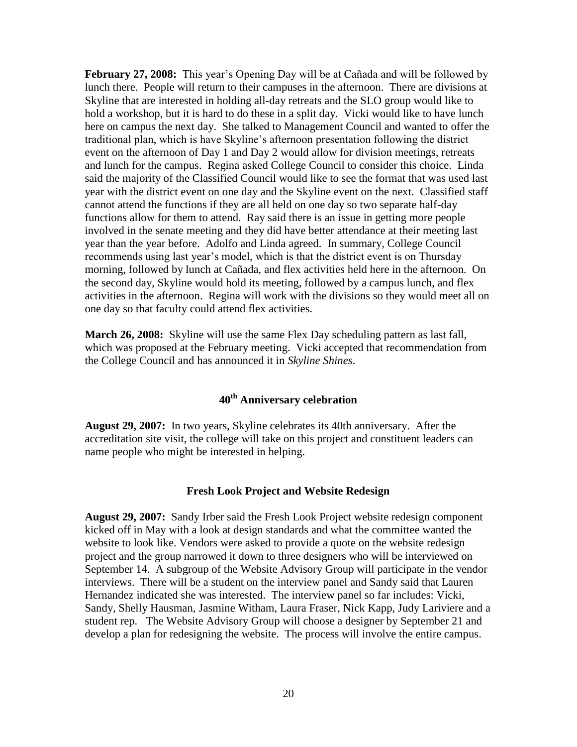**February 27, 2008:** This year's Opening Day will be at Cañada and will be followed by lunch there. People will return to their campuses in the afternoon. There are divisions at Skyline that are interested in holding all-day retreats and the SLO group would like to hold a workshop, but it is hard to do these in a split day. Vicki would like to have lunch here on campus the next day. She talked to Management Council and wanted to offer the traditional plan, which is have Skyline's afternoon presentation following the district event on the afternoon of Day 1 and Day 2 would allow for division meetings, retreats and lunch for the campus. Regina asked College Council to consider this choice. Linda said the majority of the Classified Council would like to see the format that was used last year with the district event on one day and the Skyline event on the next. Classified staff cannot attend the functions if they are all held on one day so two separate half-day functions allow for them to attend. Ray said there is an issue in getting more people involved in the senate meeting and they did have better attendance at their meeting last year than the year before. Adolfo and Linda agreed. In summary, College Council recommends using last year's model, which is that the district event is on Thursday morning, followed by lunch at Cañada, and flex activities held here in the afternoon. On the second day, Skyline would hold its meeting, followed by a campus lunch, and flex activities in the afternoon. Regina will work with the divisions so they would meet all on one day so that faculty could attend flex activities.

**March 26, 2008:** Skyline will use the same Flex Day scheduling pattern as last fall, which was proposed at the February meeting. Vicki accepted that recommendation from the College Council and has announced it in *Skyline Shines*.

## 40th Anniversary celebration

**August 29, 2007:** In two years, Skyline celebrates its 40th anniversary. After the accreditation site visit, the college will take on this project and constituent leaders can name people who might be interested in helping.

## Fresh Look Project and Website Redesign

**August 29, 2007:** Sandy Irber said the Fresh Look Project website redesign component kicked off in May with a look at design standards and what the committee wanted the website to look like. Vendors were asked to provide a quote on the website redesign project and the group narrowed it down to three designers who will be interviewed on September 14. A subgroup of the Website Advisory Group will participate in the vendor interviews. There will be a student on the interview panel and Sandy said that Lauren Hernandez indicated she was interested. The interview panel so far includes: Vicki, Sandy, Shelly Hausman, Jasmine Witham, Laura Fraser, Nick Kapp, Judy Lariviere and a student rep. The Website Advisory Group will choose a designer by September 21 and develop a plan for redesigning the website. The process will involve the entire campus.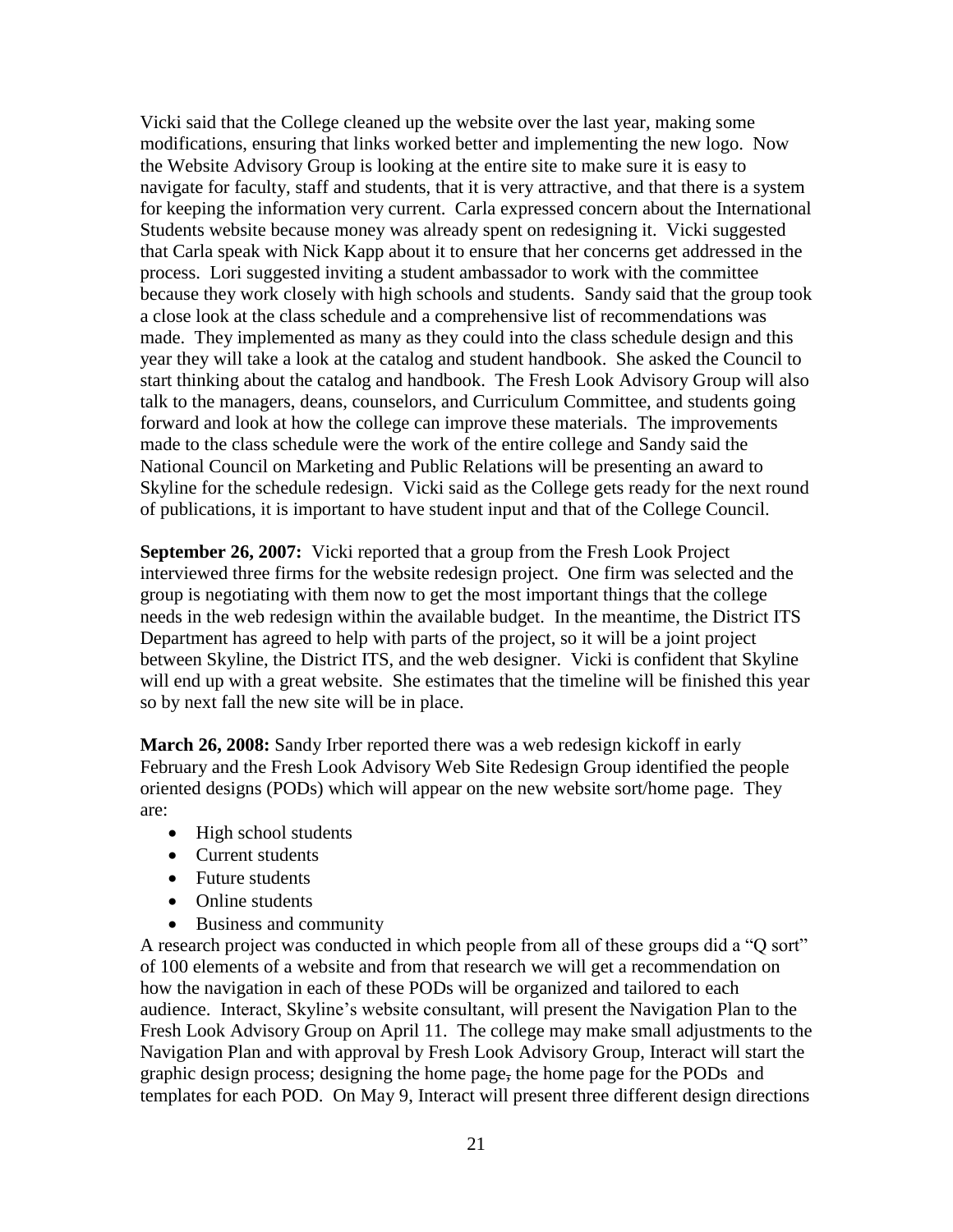Vicki said that the College cleaned up the website over the last year, making some modifications, ensuring that links worked better and implementing the new logo. Now the Website Advisory Group is looking at the entire site to make sure it is easy to navigate for faculty, staff and students, that it is very attractive, and that there is a system for keeping the information very current. Carla expressed concern about the International Students website because money was already spent on redesigning it. Vicki suggested that Carla speak with Nick Kapp about it to ensure that her concerns get addressed in the process. Lori suggested inviting a student ambassador to work with the committee because they work closely with high schools and students. Sandy said that the group took a close look at the class schedule and a comprehensive list of recommendations was made. They implemented as many as they could into the class schedule design and this year they will take a look at the catalog and student handbook. She asked the Council to start thinking about the catalog and handbook. The Fresh Look Advisory Group will also talk to the managers, deans, counselors, and Curriculum Committee, and students going forward and look at how the college can improve these materials. The improvements made to the class schedule were the work of the entire college and Sandy said the National Council on Marketing and Public Relations will be presenting an award to Skyline for the schedule redesign. Vicki said as the College gets ready for the next round of publications, it is important to have student input and that of the College Council.

**September 26, 2007:** Vicki reported that a group from the Fresh Look Project interviewed three firms for the website redesign project. One firm was selected and the group is negotiating with them now to get the most important things that the college needs in the web redesign within the available budget. In the meantime, the District ITS Department has agreed to help with parts of the project, so it will be a joint project between Skyline, the District ITS, and the web designer. Vicki is confident that Skyline will end up with a great website. She estimates that the timeline will be finished this year so by next fall the new site will be in place.

**March 26, 2008:** Sandy Irber reported there was a web redesign kickoff in early February and the Fresh Look Advisory Web Site Redesign Group identified the people oriented designs (PODs) which will appear on the new website sort/home page. They are:

- High school students
- Current students
- Future students
- Online students
- Business and community

A research project was conducted in which people from all of these groups did a "Q sort" of 100 elements of a website and from that research we will get a recommendation on how the navigation in each of these PODs will be organized and tailored to each audience. Interact, Skyline's website consultant, will present the Navigation Plan to the Fresh Look Advisory Group on April 11. The college may make small adjustments to the Navigation Plan and with approval by Fresh Look Advisory Group, Interact will start the graphic design process; designing the home page, the home page for the PODs and templates for each POD. On May 9, Interact will present three different design directions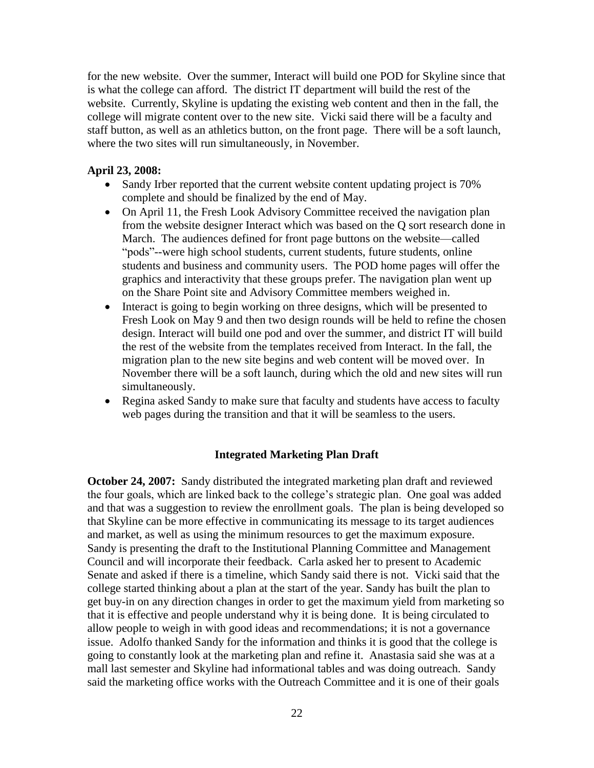for the new website. Over the summer, Interact will build one POD for Skyline since that is what the college can afford. The district IT department will build the rest of the website. Currently, Skyline is updating the existing web content and then in the fall, the college will migrate content over to the new site. Vicki said there will be a faculty and staff button, as well as an athletics button, on the front page. There will be a soft launch, where the two sites will run simultaneously, in November.

**April 23, 2008:**

- Sandy Irber reported that the current website content updating project is 70% complete and should be finalized by the end of May.
- On April 11, the Fresh Look Advisory Committee received the navigation plan from the website designer Interact which was based on the Q sort research done in March. The audiences defined for front page buttons on the website—called "pods"--were high school students, current students, future students, online students and business and community users. The POD home pages will offer the graphics and interactivity that these groups prefer. The navigation plan went up on the Share Point site and Advisory Committee members weighed in.
- Interact is going to begin working on three designs, which will be presented to Fresh Look on May 9 and then two design rounds will be held to refine the chosen design. Interact will build one pod and over the summer, and district IT will build the rest of the website from the templates received from Interact. In the fall, the migration plan to the new site begins and web content will be moved over. In November there will be a soft launch, during which the old and new sites will run simultaneously.
- Regina asked Sandy to make sure that faculty and students have access to faculty web pages during the transition and that it will be seamless to the users.

## Integrated Marketing Plan Draft

**October 24, 2007:** Sandy distributed the integrated marketing plan draft and reviewed the four goals, which are linked back to the college's strategic plan. One goal was added and that was a suggestion to review the enrollment goals. The plan is being developed so that Skyline can be more effective in communicating its message to its target audiences and market, as well as using the minimum resources to get the maximum exposure. Sandy is presenting the draft to the Institutional Planning Committee and Management Council and will incorporate their feedback. Carla asked her to present to Academic Senate and asked if there is a timeline, which Sandy said there is not. Vicki said that the college started thinking about a plan at the start of the year. Sandy has built the plan to get buy-in on any direction changes in order to get the maximum yield from marketing so that it is effective and people understand why it is being done. It is being circulated to allow people to weigh in with good ideas and recommendations; it is not a governance issue. Adolfo thanked Sandy for the information and thinks it is good that the college is going to constantly look at the marketing plan and refine it. Anastasia said she was at a mall last semester and Skyline had informational tables and was doing outreach. Sandy said the marketing office works with the Outreach Committee and it is one of their goals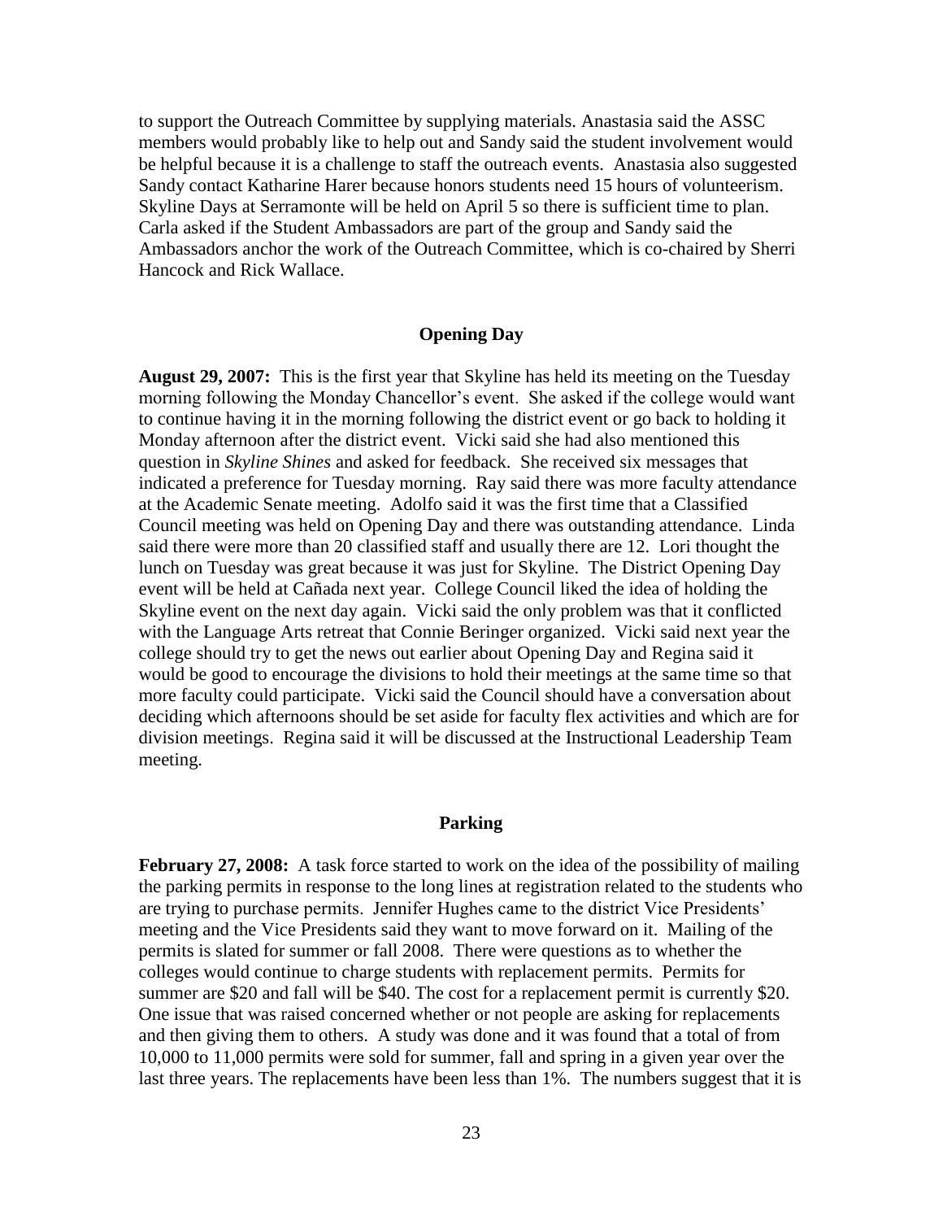to support the Outreach Committee by supplying materials. Anastasia said the ASSC members would probably like to help out and Sandy said the student involvement would be helpful because it is a challenge to staff the outreach events. Anastasia also suggested Sandy contact Katharine Harer because honors students need 15 hours of volunteerism. Skyline Days at Serramonte will be held on April 5 so there is sufficient time to plan. Carla asked if the Student Ambassadors are part of the group and Sandy said the Ambassadors anchor the work of the Outreach Committee, which is co-chaired by Sherri Hancock and Rick Wallace.

## Opening Day

**August 29, 2007:** This is the first year that Skyline has held its meeting on the Tuesday morning following the Monday Chancellor's event. She asked if the college would want to continue having it in the morning following the district event or go back to holding it Monday afternoon after the district event. Vicki said she had also mentioned this question in *Skyline Shines* and asked for feedback. She received six messages that indicated a preference for Tuesday morning. Ray said there was more faculty attendance at the Academic Senate meeting. Adolfo said it was the first time that a Classified Council meeting was held on Opening Day and there was outstanding attendance. Linda said there were more than 20 classified staff and usually there are 12. Lori thought the lunch on Tuesday was great because it was just for Skyline. The District Opening Day event will be held at Cañada next year. College Council liked the idea of holding the Skyline event on the next day again. Vicki said the only problem was that it conflicted with the Language Arts retreat that Connie Beringer organized. Vicki said next year the college should try to get the news out earlier about Opening Day and Regina said it would be good to encourage the divisions to hold their meetings at the same time so that more faculty could participate. Vicki said the Council should have a conversation about deciding which afternoons should be set aside for faculty flex activities and which are for division meetings. Regina said it will be discussed at the Instructional Leadership Team meeting.

## Parking

**February 27, 2008:** A task force started to work on the idea of the possibility of mailing the parking permits in response to the long lines at registration related to the students who are trying to purchase permits. Jennifer Hughes came to the district Vice Presidents' meeting and the Vice Presidents said they want to move forward on it. Mailing of the permits is slated for summer or fall 2008. There were questions as to whether the colleges would continue to charge students with replacement permits. Permits for summer are $20 and fall will be $40. The cost for a replacement permit is currently $20. One issue that was raised concerned whether or not people are asking for replacements and then giving them to others. A study was done and it was found that a total of from 10,000 to 11,000 permits were sold for summer, fall and spring in a given year over the last three years. The replacements have been less than 1%. The numbers suggest that it is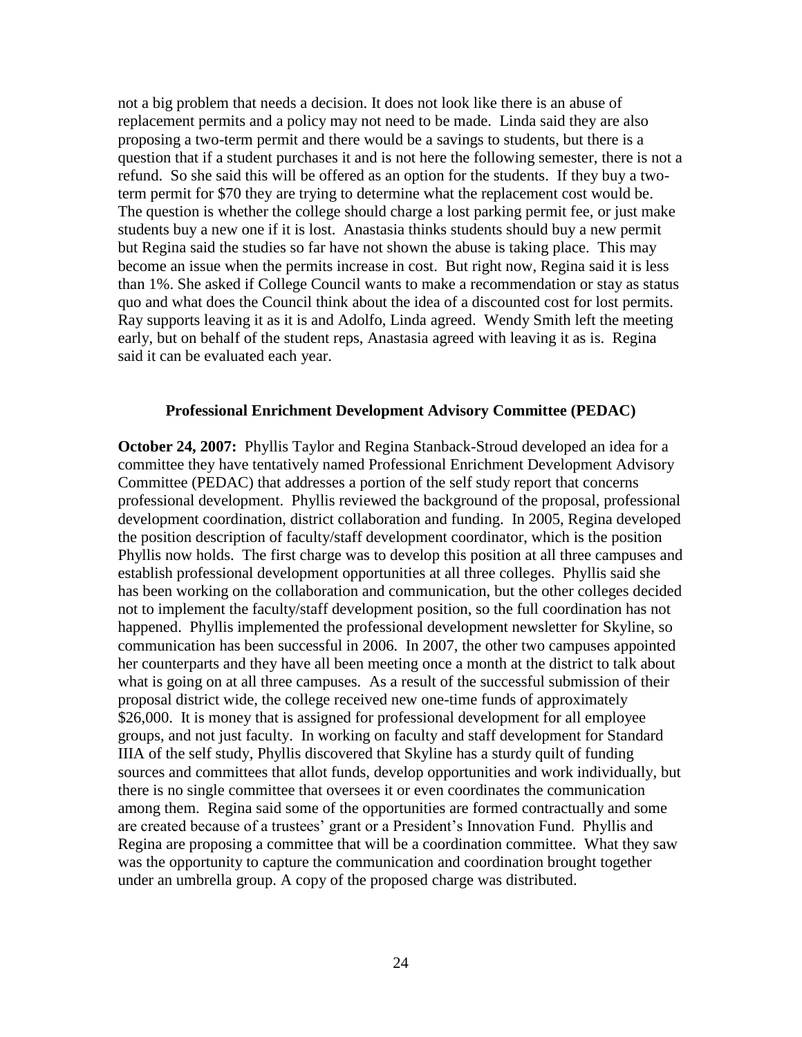not a big problem that needs a decision. It does not look like there is an abuse of replacement permits and a policy may not need to be made. Linda said they are also proposing a two-term permit and there would be a savings to students, but there is a question that if a student purchases it and is not here the following semester, there is not a refund. So she said this will be offered as an option for the students. If they buy a two-term permit for $70 they are trying to determine what the replacement cost would be. The question is whether the college should charge a lost parking permit fee, or just make students buy a new one if it is lost. Anastasia thinks students should buy a new permit but Regina said the studies so far have not shown the abuse is taking place. This may become an issue when the permits increase in cost. But right now, Regina said it is less than 1%. She asked if College Council wants to make a recommendation or stay as status quo and what does the Council think about the idea of a discounted cost for lost permits. Ray supports leaving it as it is and Adolfo, Linda agreed. Wendy Smith left the meeting early, but on behalf of the student reps, Anastasia agreed with leaving it as is. Regina said it can be evaluated each year.

**Professional Enrichment Development Advisory Committee (PEDAC)**

**October 24, 2007:** Phyllis Taylor and Regina Stanback-Stroud developed an idea for a committee they have tentatively named Professional Enrichment Development Advisory Committee (PEDAC) that addresses a portion of the self study report that concerns professional development. Phyllis reviewed the background of the proposal, professional development coordination, district collaboration and funding. In 2005, Regina developed the position description of faculty/staff development coordinator, which is the position Phyllis now holds. The first charge was to develop this position at all three campuses and establish professional development opportunities at all three colleges. Phyllis said she has been working on the collaboration and communication, but the other colleges decided not to implement the faculty/staff development position, so the full coordination has not happened. Phyllis implemented the professional development newsletter for Skyline, so communication has been successful in 2006. In 2007, the other two campuses appointed her counterparts and they have all been meeting once a month at the district to talk about what is going on at all three campuses. As a result of the successful submission of their proposal district wide, the college received new one-time funds of approximately $26,000. It is money that is assigned for professional development for all employee groups, and not just faculty. In working on faculty and staff development for Standard IIIA of the self study, Phyllis discovered that Skyline has a sturdy quilt of funding sources and committees that allot funds, develop opportunities and work individually, but there is no single committee that oversees it or even coordinates the communication among them. Regina said some of the opportunities are formed contractually and some are created because of a trustees' grant or a President's Innovation Fund. Phyllis and Regina are proposing a committee that will be a coordination committee. What they saw was the opportunity to capture the communication and coordination brought together under an umbrella group. A copy of the proposed charge was distributed.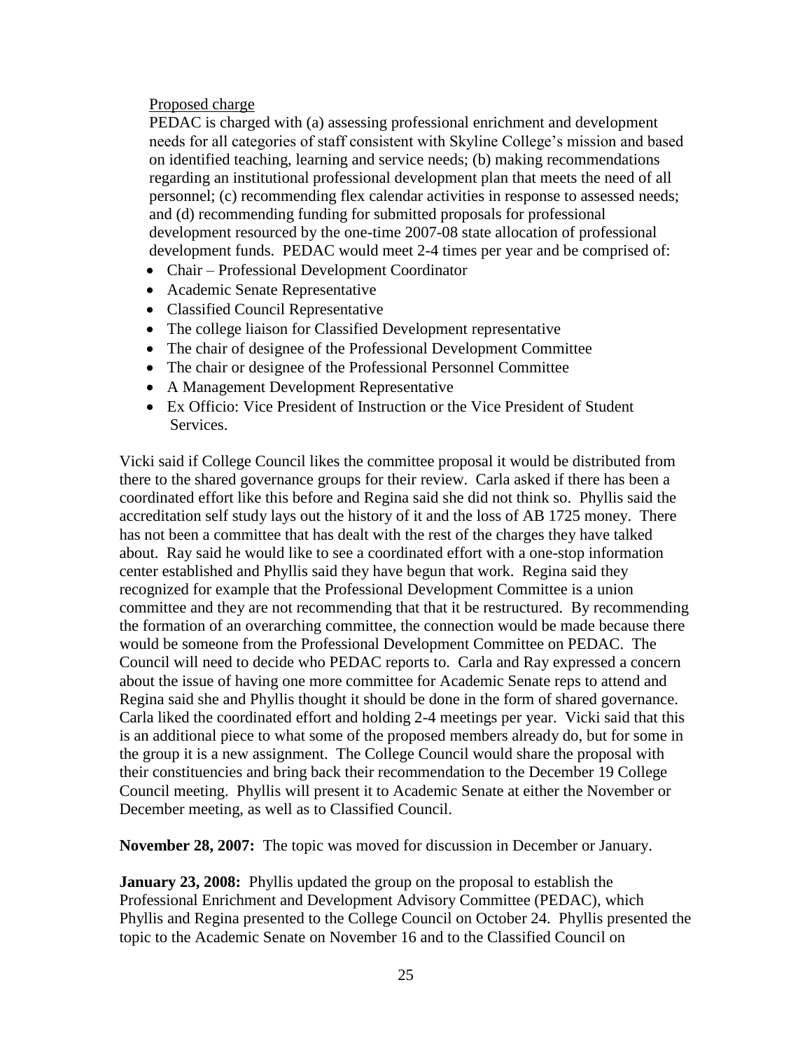Proposed charge

PEDAC is charged with (a) assessing professional enrichment and development needs for all categories of staff consistent with Skyline College's mission and based on identified teaching, learning and service needs; (b) making recommendations regarding an institutional professional development plan that meets the need of all personnel; (c) recommending flex calendar activities in response to assessed needs; and (d) recommending funding for submitted proposals for professional development resourced by the one-time 2007-08 state allocation of professional development funds. PEDAC would meet 2-4 times per year and be comprised of:

- Chair – Professional Development Coordinator
- Academic Senate Representative
- Classified Council Representative
- The college liaison for Classified Development representative
- The chair of designee of the Professional Development Committee
- The chair or designee of the Professional Personnel Committee
- A Management Development Representative
- Ex Officio: Vice President of Instruction or the Vice President of Student Services.

Vicki said if College Council likes the committee proposal it would be distributed from there to the shared governance groups for their review. Carla asked if there has been a coordinated effort like this before and Regina said she did not think so. Phyllis said the accreditation self study lays out the history of it and the loss of AB 1725 money. There has not been a committee that has dealt with the rest of the charges they have talked about. Ray said he would like to see a coordinated effort with a one-stop information center established and Phyllis said they have begun that work. Regina said they recognized for example that the Professional Development Committee is a union committee and they are not recommending that that it be restructured. By recommending the formation of an overarching committee, the connection would be made because there would be someone from the Professional Development Committee on PEDAC. The Council will need to decide who PEDAC reports to. Carla and Ray expressed a concern about the issue of having one more committee for Academic Senate reps to attend and Regina said she and Phyllis thought it should be done in the form of shared governance. Carla liked the coordinated effort and holding 2-4 meetings per year. Vicki said that this is an additional piece to what some of the proposed members already do, but for some in the group it is a new assignment. The College Council would share the proposal with their constituencies and bring back their recommendation to the December 19 College Council meeting. Phyllis will present it to Academic Senate at either the November or December meeting, as well as to Classified Council.

**November 28, 2007:** The topic was moved for discussion in December or January.

**January 23, 2008:** Phyllis updated the group on the proposal to establish the Professional Enrichment and Development Advisory Committee (PEDAC), which Phyllis and Regina presented to the College Council on October 24. Phyllis presented the topic to the Academic Senate on November 16 and to the Classified Council on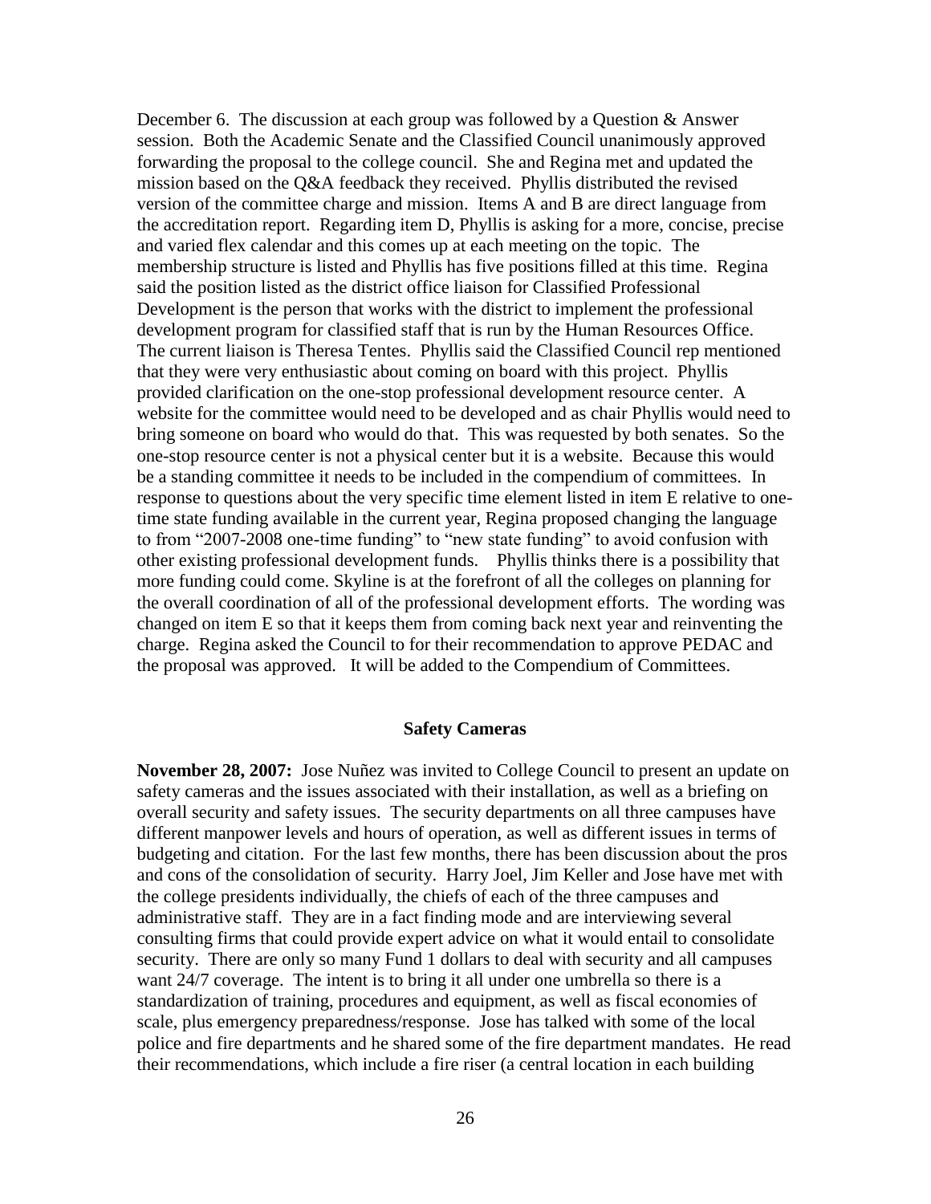December 6. The discussion at each group was followed by a Question & Answer session. Both the Academic Senate and the Classified Council unanimously approved forwarding the proposal to the college council. She and Regina met and updated the mission based on the Q&A feedback they received. Phyllis distributed the revised version of the committee charge and mission. Items A and B are direct language from the accreditation report. Regarding item D, Phyllis is asking for a more, concise, precise and varied flex calendar and this comes up at each meeting on the topic. The membership structure is listed and Phyllis has five positions filled at this time. Regina said the position listed as the district office liaison for Classified Professional Development is the person that works with the district to implement the professional development program for classified staff that is run by the Human Resources Office. The current liaison is Theresa Tentes. Phyllis said the Classified Council rep mentioned that they were very enthusiastic about coming on board with this project. Phyllis provided clarification on the one-stop professional development resource center. A website for the committee would need to be developed and as chair Phyllis would need to bring someone on board who would do that. This was requested by both senates. So the one-stop resource center is not a physical center but it is a website. Because this would be a standing committee it needs to be included in the compendium of committees. In response to questions about the very specific time element listed in item E relative to one-time state funding available in the current year, Regina proposed changing the language to from "2007-2008 one-time funding" to "new state funding" to avoid confusion with other existing professional development funds. Phyllis thinks there is a possibility that more funding could come. Skyline is at the forefront of all the colleges on planning for the overall coordination of all of the professional development efforts. The wording was changed on item E so that it keeps them from coming back next year and reinventing the charge. Regina asked the Council to for their recommendation to approve PEDAC and the proposal was approved. It will be added to the Compendium of Committees.

### Safety Cameras

**November 28, 2007:** Jose Nuñez was invited to College Council to present an update on safety cameras and the issues associated with their installation, as well as a briefing on overall security and safety issues. The security departments on all three campuses have different manpower levels and hours of operation, as well as different issues in terms of budgeting and citation. For the last few months, there has been discussion about the pros and cons of the consolidation of security. Harry Joel, Jim Keller and Jose have met with the college presidents individually, the chiefs of each of the three campuses and administrative staff. They are in a fact finding mode and are interviewing several consulting firms that could provide expert advice on what it would entail to consolidate security. There are only so many Fund 1 dollars to deal with security and all campuses want 24/7 coverage. The intent is to bring it all under one umbrella so there is a standardization of training, procedures and equipment, as well as fiscal economies of scale, plus emergency preparedness/response. Jose has talked with some of the local police and fire departments and he shared some of the fire department mandates. He read their recommendations, which include a fire riser (a central location in each building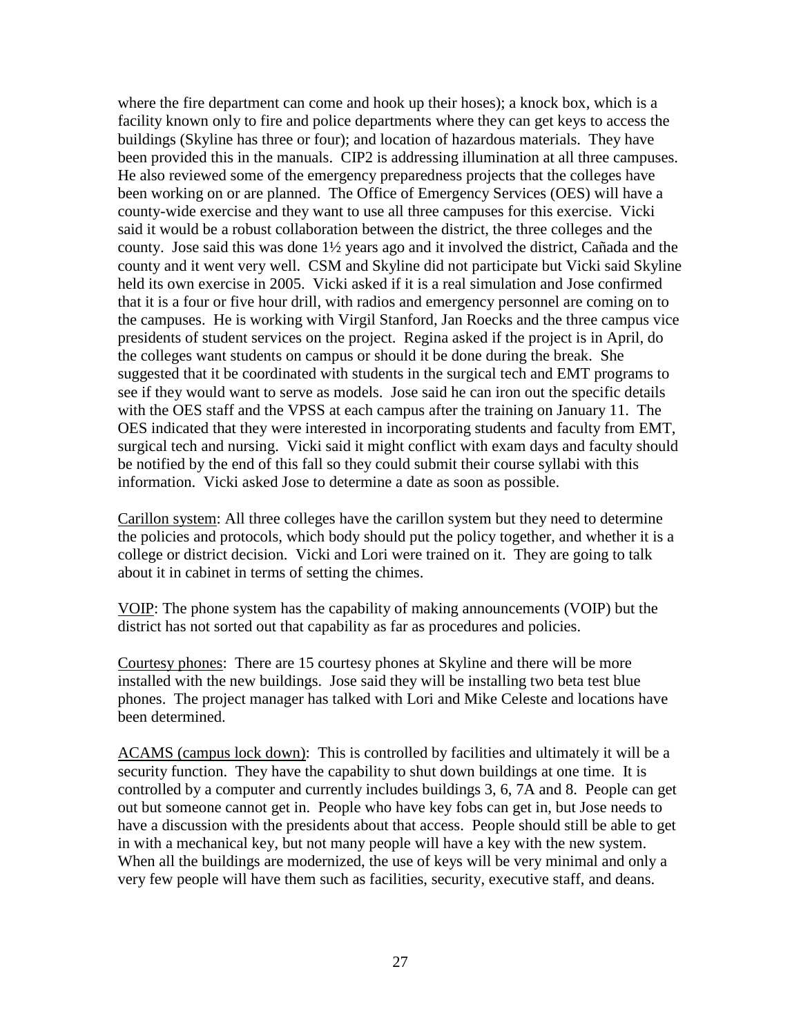where the fire department can come and hook up their hoses); a knock box, which is a facility known only to fire and police departments where they can get keys to access the buildings (Skyline has three or four); and location of hazardous materials. They have been provided this in the manuals. CIP2 is addressing illumination at all three campuses. He also reviewed some of the emergency preparedness projects that the colleges have been working on or are planned. The Office of Emergency Services (OES) will have a county-wide exercise and they want to use all three campuses for this exercise. Vicki said it would be a robust collaboration between the district, the three colleges and the county. Jose said this was done 1½ years ago and it involved the district, Cañada and the county and it went very well. CSM and Skyline did not participate but Vicki said Skyline held its own exercise in 2005. Vicki asked if it is a real simulation and Jose confirmed that it is a four or five hour drill, with radios and emergency personnel are coming on to the campuses. He is working with Virgil Stanford, Jan Roecks and the three campus vice presidents of student services on the project. Regina asked if the project is in April, do the colleges want students on campus or should it be done during the break. She suggested that it be coordinated with students in the surgical tech and EMT programs to see if they would want to serve as models. Jose said he can iron out the specific details with the OES staff and the VPSS at each campus after the training on January 11. The OES indicated that they were interested in incorporating students and faculty from EMT, surgical tech and nursing. Vicki said it might conflict with exam days and faculty should be notified by the end of this fall so they could submit their course syllabi with this information. Vicki asked Jose to determine a date as soon as possible.

<u>Carillon system</u>: All three colleges have the carillon system but they need to determine the policies and protocols, which body should put the policy together, and whether it is a college or district decision. Vicki and Lori were trained on it. They are going to talk about it in cabinet in terms of setting the chimes.

<u>VOIP</u>: The phone system has the capability of making announcements (VOIP) but the district has not sorted out that capability as far as procedures and policies.

<u>Courtesy phones</u>: There are 15 courtesy phones at Skyline and there will be more installed with the new buildings. Jose said they will be installing two beta test blue phones. The project manager has talked with Lori and Mike Celeste and locations have been determined.

<u>ACAMS (campus lock down)</u>: This is controlled by facilities and ultimately it will be a security function. They have the capability to shut down buildings at one time. It is controlled by a computer and currently includes buildings 3, 6, 7A and 8. People can get out but someone cannot get in. People who have key fobs can get in, but Jose needs to have a discussion with the presidents about that access. People should still be able to get in with a mechanical key, but not many people will have a key with the new system. When all the buildings are modernized, the use of keys will be very minimal and only a very few people will have them such as facilities, security, executive staff, and deans.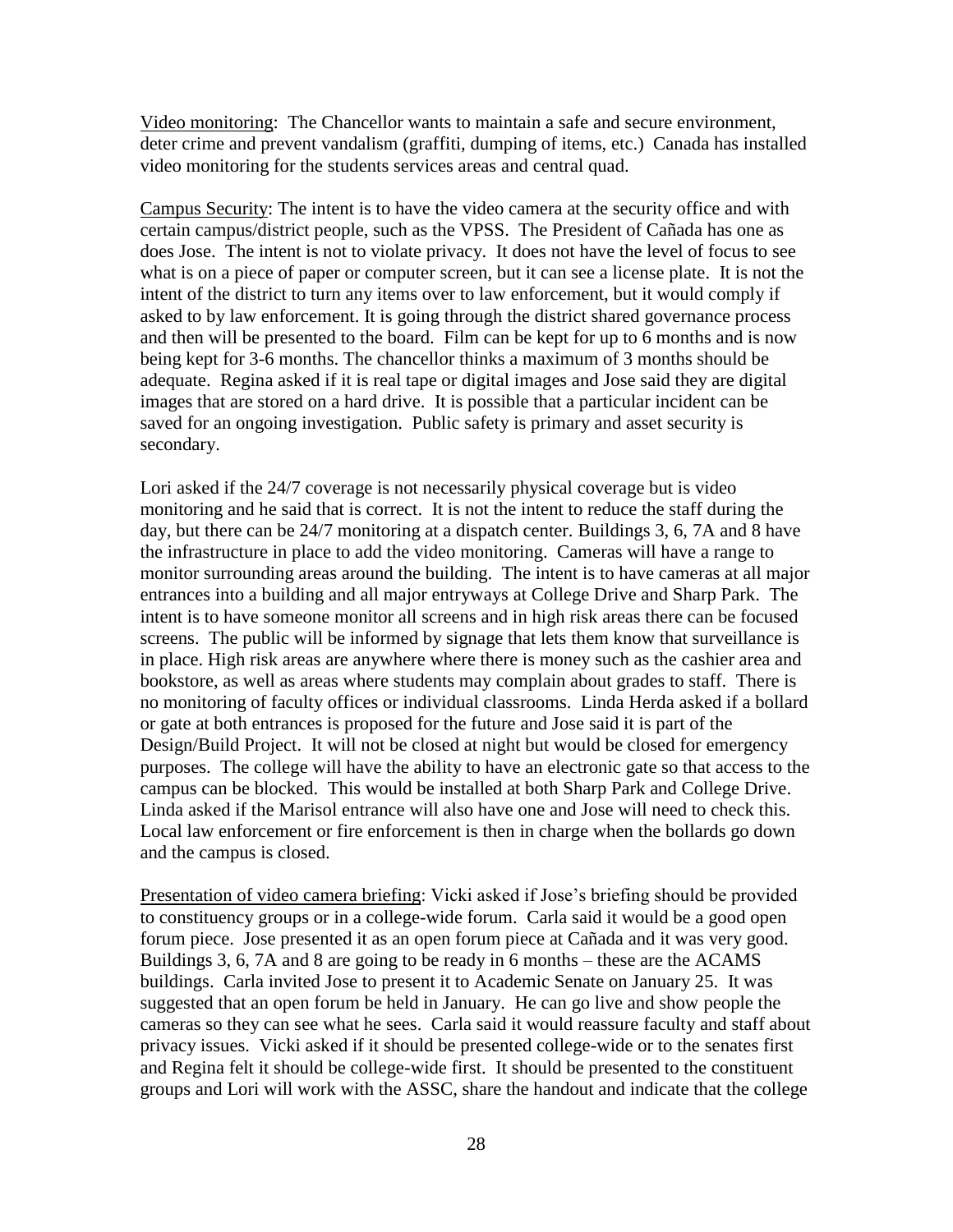<u>Video monitoring</u>: The Chancellor wants to maintain a safe and secure environment, deter crime and prevent vandalism (graffiti, dumping of items, etc.) Canada has installed video monitoring for the students services areas and central quad.

<u>Campus Security</u>: The intent is to have the video camera at the security office and with certain campus/district people, such as the VPSS. The President of Cañada has one as does Jose. The intent is not to violate privacy. It does not have the level of focus to see what is on a piece of paper or computer screen, but it can see a license plate. It is not the intent of the district to turn any items over to law enforcement, but it would comply if asked to by law enforcement. It is going through the district shared governance process and then will be presented to the board. Film can be kept for up to 6 months and is now being kept for 3-6 months. The chancellor thinks a maximum of 3 months should be adequate. Regina asked if it is real tape or digital images and Jose said they are digital images that are stored on a hard drive. It is possible that a particular incident can be saved for an ongoing investigation. Public safety is primary and asset security is secondary.

Lori asked if the 24/7 coverage is not necessarily physical coverage but is video monitoring and he said that is correct. It is not the intent to reduce the staff during the day, but there can be 24/7 monitoring at a dispatch center. Buildings 3, 6, 7A and 8 have the infrastructure in place to add the video monitoring. Cameras will have a range to monitor surrounding areas around the building. The intent is to have cameras at all major entrances into a building and all major entryways at College Drive and Sharp Park. The intent is to have someone monitor all screens and in high risk areas there can be focused screens. The public will be informed by signage that lets them know that surveillance is in place. High risk areas are anywhere where there is money such as the cashier area and bookstore, as well as areas where students may complain about grades to staff. There is no monitoring of faculty offices or individual classrooms. Linda Herda asked if a bollard or gate at both entrances is proposed for the future and Jose said it is part of the Design/Build Project. It will not be closed at night but would be closed for emergency purposes. The college will have the ability to have an electronic gate so that access to the campus can be blocked. This would be installed at both Sharp Park and College Drive. Linda asked if the Marisol entrance will also have one and Jose will need to check this. Local law enforcement or fire enforcement is then in charge when the bollards go down and the campus is closed.

<u>Presentation of video camera briefing</u>: Vicki asked if Jose's briefing should be provided to constituency groups or in a college-wide forum. Carla said it would be a good open forum piece. Jose presented it as an open forum piece at Cañada and it was very good. Buildings 3, 6, 7A and 8 are going to be ready in 6 months – these are the ACAMS buildings. Carla invited Jose to present it to Academic Senate on January 25. It was suggested that an open forum be held in January. He can go live and show people the cameras so they can see what he sees. Carla said it would reassure faculty and staff about privacy issues. Vicki asked if it should be presented college-wide or to the senates first and Regina felt it should be college-wide first. It should be presented to the constituent groups and Lori will work with the ASSC, share the handout and indicate that the college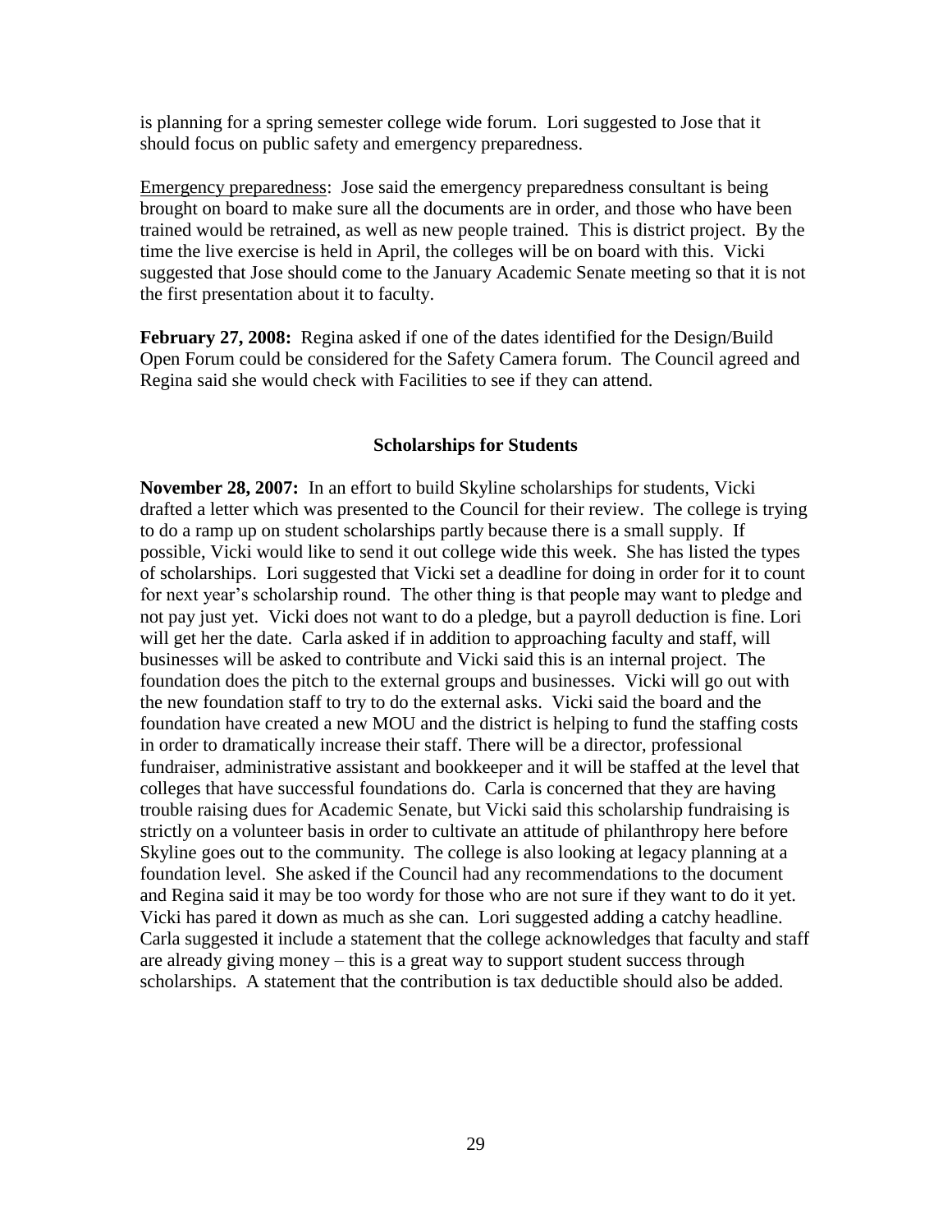is planning for a spring semester college wide forum. Lori suggested to Jose that it should focus on public safety and emergency preparedness.

Emergency preparedness: Jose said the emergency preparedness consultant is being brought on board to make sure all the documents are in order, and those who have been trained would be retrained, as well as new people trained. This is district project. By the time the live exercise is held in April, the colleges will be on board with this. Vicki suggested that Jose should come to the January Academic Senate meeting so that it is not the first presentation about it to faculty.

**February 27, 2008:** Regina asked if one of the dates identified for the Design/Build Open Forum could be considered for the Safety Camera forum. The Council agreed and Regina said she would check with Facilities to see if they can attend.

### Scholarships for Students

**November 28, 2007:** In an effort to build Skyline scholarships for students, Vicki drafted a letter which was presented to the Council for their review. The college is trying to do a ramp up on student scholarships partly because there is a small supply. If possible, Vicki would like to send it out college wide this week. She has listed the types of scholarships. Lori suggested that Vicki set a deadline for doing in order for it to count for next year's scholarship round. The other thing is that people may want to pledge and not pay just yet. Vicki does not want to do a pledge, but a payroll deduction is fine. Lori will get her the date. Carla asked if in addition to approaching faculty and staff, will businesses will be asked to contribute and Vicki said this is an internal project. The foundation does the pitch to the external groups and businesses. Vicki will go out with the new foundation staff to try to do the external asks. Vicki said the board and the foundation have created a new MOU and the district is helping to fund the staffing costs in order to dramatically increase their staff. There will be a director, professional fundraiser, administrative assistant and bookkeeper and it will be staffed at the level that colleges that have successful foundations do. Carla is concerned that they are having trouble raising dues for Academic Senate, but Vicki said this scholarship fundraising is strictly on a volunteer basis in order to cultivate an attitude of philanthropy here before Skyline goes out to the community. The college is also looking at legacy planning at a foundation level. She asked if the Council had any recommendations to the document and Regina said it may be too wordy for those who are not sure if they want to do it yet. Vicki has pared it down as much as she can. Lori suggested adding a catchy headline. Carla suggested it include a statement that the college acknowledges that faculty and staff are already giving money – this is a great way to support student success through scholarships. A statement that the contribution is tax deductible should also be added.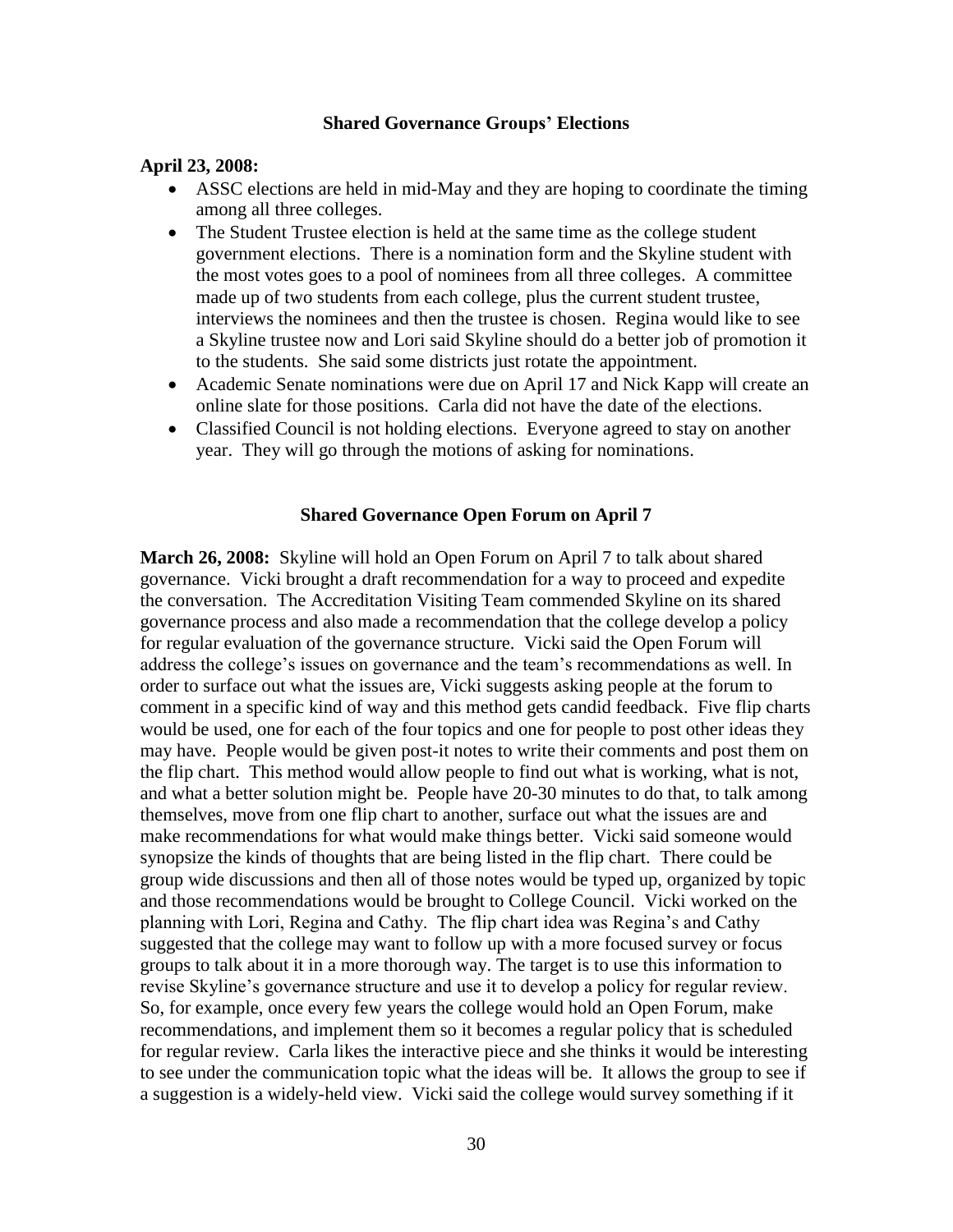### Shared Governance Groups' Elections

**April 23, 2008:**

- ASSC elections are held in mid-May and they are hoping to coordinate the timing among all three colleges.
- The Student Trustee election is held at the same time as the college student government elections. There is a nomination form and the Skyline student with the most votes goes to a pool of nominees from all three colleges. A committee made up of two students from each college, plus the current student trustee, interviews the nominees and then the trustee is chosen. Regina would like to see a Skyline trustee now and Lori said Skyline should do a better job of promotion it to the students. She said some districts just rotate the appointment.
- Academic Senate nominations were due on April 17 and Nick Kapp will create an online slate for those positions. Carla did not have the date of the elections.
- Classified Council is not holding elections. Everyone agreed to stay on another year. They will go through the motions of asking for nominations.

### Shared Governance Open Forum on April 7

**March 26, 2008:** Skyline will hold an Open Forum on April 7 to talk about shared governance. Vicki brought a draft recommendation for a way to proceed and expedite the conversation. The Accreditation Visiting Team commended Skyline on its shared governance process and also made a recommendation that the college develop a policy for regular evaluation of the governance structure. Vicki said the Open Forum will address the college's issues on governance and the team's recommendations as well. In order to surface out what the issues are, Vicki suggests asking people at the forum to comment in a specific kind of way and this method gets candid feedback. Five flip charts would be used, one for each of the four topics and one for people to post other ideas they may have. People would be given post-it notes to write their comments and post them on the flip chart. This method would allow people to find out what is working, what is not, and what a better solution might be. People have 20-30 minutes to do that, to talk among themselves, move from one flip chart to another, surface out what the issues are and make recommendations for what would make things better. Vicki said someone would synopsize the kinds of thoughts that are being listed in the flip chart. There could be group wide discussions and then all of those notes would be typed up, organized by topic and those recommendations would be brought to College Council. Vicki worked on the planning with Lori, Regina and Cathy. The flip chart idea was Regina's and Cathy suggested that the college may want to follow up with a more focused survey or focus groups to talk about it in a more thorough way. The target is to use this information to revise Skyline's governance structure and use it to develop a policy for regular review. So, for example, once every few years the college would hold an Open Forum, make recommendations, and implement them so it becomes a regular policy that is scheduled for regular review. Carla likes the interactive piece and she thinks it would be interesting to see under the communication topic what the ideas will be. It allows the group to see if a suggestion is a widely-held view. Vicki said the college would survey something if it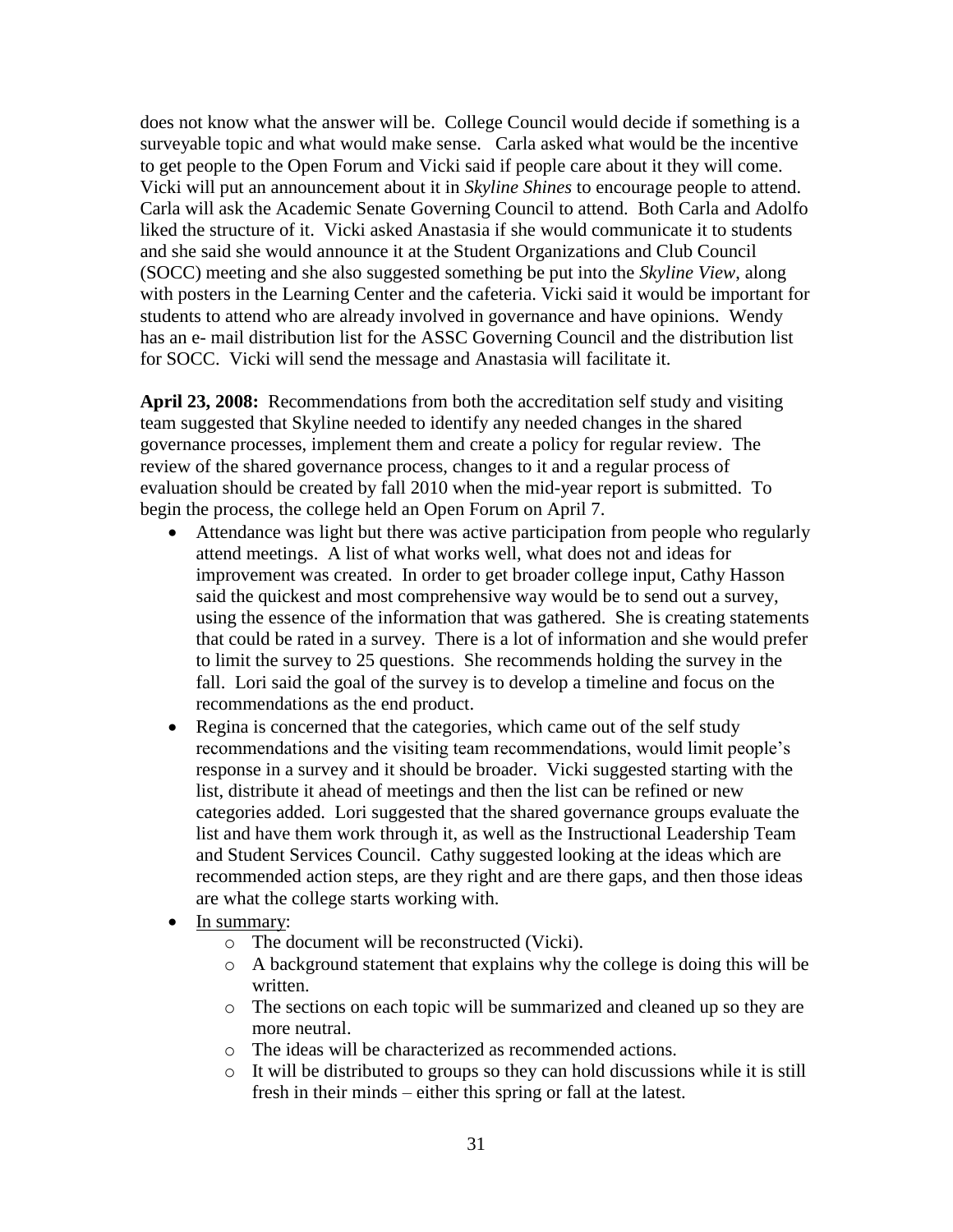does not know what the answer will be. College Council would decide if something is a surveyable topic and what would make sense. Carla asked what would be the incentive to get people to the Open Forum and Vicki said if people care about it they will come. Vicki will put an announcement about it in *Skyline Shines* to encourage people to attend. Carla will ask the Academic Senate Governing Council to attend. Both Carla and Adolfo liked the structure of it. Vicki asked Anastasia if she would communicate it to students and she said she would announce it at the Student Organizations and Club Council (SOCC) meeting and she also suggested something be put into the *Skyline View*, along with posters in the Learning Center and the cafeteria. Vicki said it would be important for students to attend who are already involved in governance and have opinions. Wendy has an e- mail distribution list for the ASSC Governing Council and the distribution list for SOCC. Vicki will send the message and Anastasia will facilitate it.

**April 23, 2008:** Recommendations from both the accreditation self study and visiting team suggested that Skyline needed to identify any needed changes in the shared governance processes, implement them and create a policy for regular review. The review of the shared governance process, changes to it and a regular process of evaluation should be created by fall 2010 when the mid-year report is submitted. To begin the process, the college held an Open Forum on April 7.

- Attendance was light but there was active participation from people who regularly attend meetings. A list of what works well, what does not and ideas for improvement was created. In order to get broader college input, Cathy Hasson said the quickest and most comprehensive way would be to send out a survey, using the essence of the information that was gathered. She is creating statements that could be rated in a survey. There is a lot of information and she would prefer to limit the survey to 25 questions. She recommends holding the survey in the fall. Lori said the goal of the survey is to develop a timeline and focus on the recommendations as the end product.
- Regina is concerned that the categories, which came out of the self study recommendations and the visiting team recommendations, would limit people's response in a survey and it should be broader. Vicki suggested starting with the list, distribute it ahead of meetings and then the list can be refined or new categories added. Lori suggested that the shared governance groups evaluate the list and have them work through it, as well as the Instructional Leadership Team and Student Services Council. Cathy suggested looking at the ideas which are recommended action steps, are they right and are there gaps, and then those ideas are what the college starts working with.
- <u>In summary</u>:
  - The document will be reconstructed (Vicki).
  - A background statement that explains why the college is doing this will be written.
  - The sections on each topic will be summarized and cleaned up so they are more neutral.
  - The ideas will be characterized as recommended actions.
  - It will be distributed to groups so they can hold discussions while it is still fresh in their minds – either this spring or fall at the latest.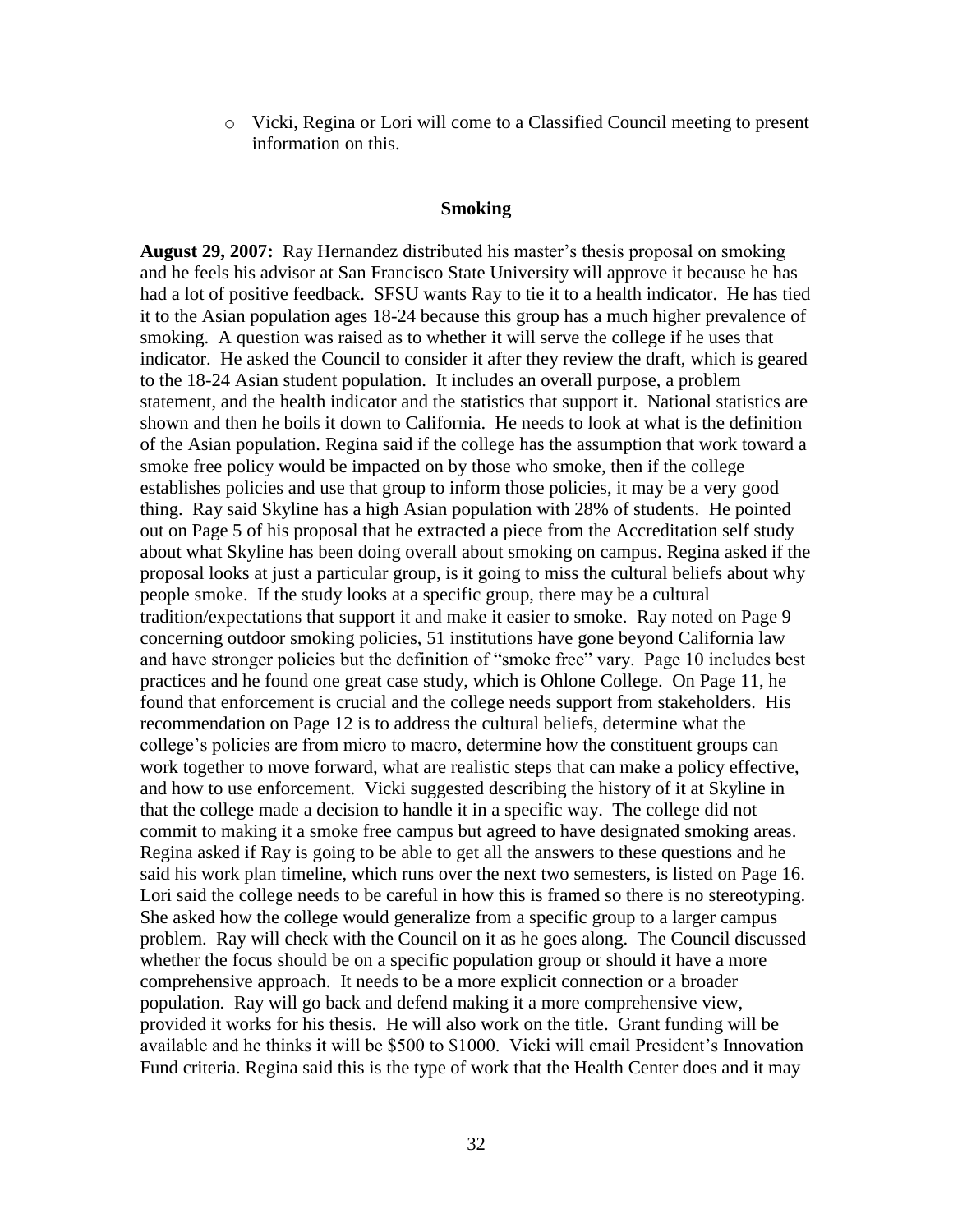- Vicki, Regina or Lori will come to a Classified Council meeting to present information on this.

## Smoking

**August 29, 2007:** Ray Hernandez distributed his master's thesis proposal on smoking and he feels his advisor at San Francisco State University will approve it because he has had a lot of positive feedback. SFSU wants Ray to tie it to a health indicator. He has tied it to the Asian population ages 18-24 because this group has a much higher prevalence of smoking. A question was raised as to whether it will serve the college if he uses that indicator. He asked the Council to consider it after they review the draft, which is geared to the 18-24 Asian student population. It includes an overall purpose, a problem statement, and the health indicator and the statistics that support it. National statistics are shown and then he boils it down to California. He needs to look at what is the definition of the Asian population. Regina said if the college has the assumption that work toward a smoke free policy would be impacted on by those who smoke, then if the college establishes policies and use that group to inform those policies, it may be a very good thing. Ray said Skyline has a high Asian population with 28% of students. He pointed out on Page 5 of his proposal that he extracted a piece from the Accreditation self study about what Skyline has been doing overall about smoking on campus. Regina asked if the proposal looks at just a particular group, is it going to miss the cultural beliefs about why people smoke. If the study looks at a specific group, there may be a cultural tradition/expectations that support it and make it easier to smoke. Ray noted on Page 9 concerning outdoor smoking policies, 51 institutions have gone beyond California law and have stronger policies but the definition of "smoke free" vary. Page 10 includes best practices and he found one great case study, which is Ohlone College. On Page 11, he found that enforcement is crucial and the college needs support from stakeholders. His recommendation on Page 12 is to address the cultural beliefs, determine what the college's policies are from micro to macro, determine how the constituent groups can work together to move forward, what are realistic steps that can make a policy effective, and how to use enforcement. Vicki suggested describing the history of it at Skyline in that the college made a decision to handle it in a specific way. The college did not commit to making it a smoke free campus but agreed to have designated smoking areas. Regina asked if Ray is going to be able to get all the answers to these questions and he said his work plan timeline, which runs over the next two semesters, is listed on Page 16. Lori said the college needs to be careful in how this is framed so there is no stereotyping. She asked how the college would generalize from a specific group to a larger campus problem. Ray will check with the Council on it as he goes along. The Council discussed whether the focus should be on a specific population group or should it have a more comprehensive approach. It needs to be a more explicit connection or a broader population. Ray will go back and defend making it a more comprehensive view, provided it works for his thesis. He will also work on the title. Grant funding will be available and he thinks it will be $500 to $1000. Vicki will email President's Innovation Fund criteria. Regina said this is the type of work that the Health Center does and it may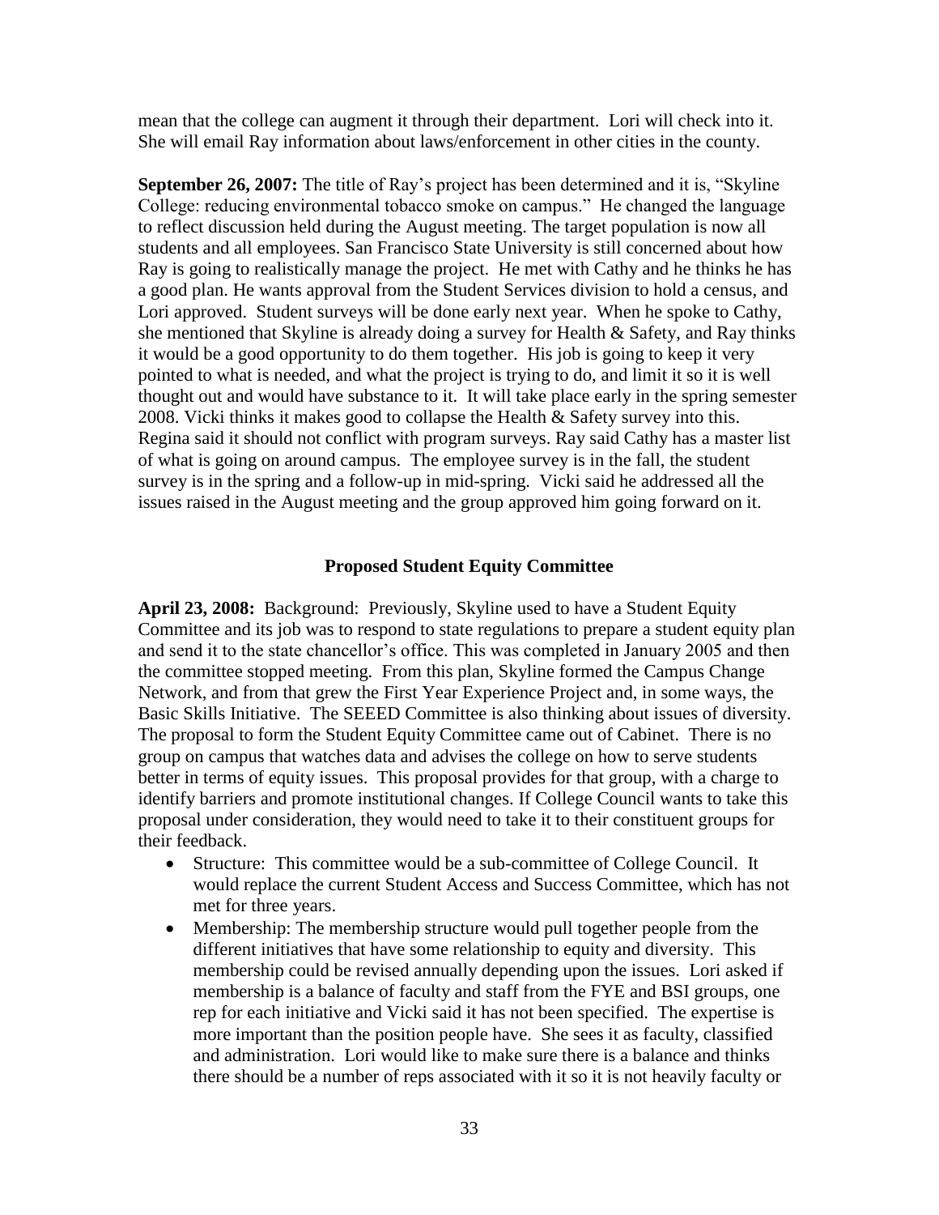mean that the college can augment it through their department. Lori will check into it. She will email Ray information about laws/enforcement in other cities in the county.

**September 26, 2007:** The title of Ray's project has been determined and it is, "Skyline College: reducing environmental tobacco smoke on campus." He changed the language to reflect discussion held during the August meeting. The target population is now all students and all employees. San Francisco State University is still concerned about how Ray is going to realistically manage the project. He met with Cathy and he thinks he has a good plan. He wants approval from the Student Services division to hold a census, and Lori approved. Student surveys will be done early next year. When he spoke to Cathy, she mentioned that Skyline is already doing a survey for Health & Safety, and Ray thinks it would be a good opportunity to do them together. His job is going to keep it very pointed to what is needed, and what the project is trying to do, and limit it so it is well thought out and would have substance to it. It will take place early in the spring semester 2008. Vicki thinks it makes good to collapse the Health & Safety survey into this. Regina said it should not conflict with program surveys. Ray said Cathy has a master list of what is going on around campus. The employee survey is in the fall, the student survey is in the spring and a follow-up in mid-spring. Vicki said he addressed all the issues raised in the August meeting and the group approved him going forward on it.

## Proposed Student Equity Committee

**April 23, 2008:** Background: Previously, Skyline used to have a Student Equity Committee and its job was to respond to state regulations to prepare a student equity plan and send it to the state chancellor's office. This was completed in January 2005 and then the committee stopped meeting. From this plan, Skyline formed the Campus Change Network, and from that grew the First Year Experience Project and, in some ways, the Basic Skills Initiative. The SEEED Committee is also thinking about issues of diversity. The proposal to form the Student Equity Committee came out of Cabinet. There is no group on campus that watches data and advises the college on how to serve students better in terms of equity issues. This proposal provides for that group, with a charge to identify barriers and promote institutional changes. If College Council wants to take this proposal under consideration, they would need to take it to their constituent groups for their feedback.

- Structure: This committee would be a sub-committee of College Council. It would replace the current Student Access and Success Committee, which has not met for three years.
- Membership: The membership structure would pull together people from the different initiatives that have some relationship to equity and diversity. This membership could be revised annually depending upon the issues. Lori asked if membership is a balance of faculty and staff from the FYE and BSI groups, one rep for each initiative and Vicki said it has not been specified. The expertise is more important than the position people have. She sees it as faculty, classified and administration. Lori would like to make sure there is a balance and thinks there should be a number of reps associated with it so it is not heavily faculty or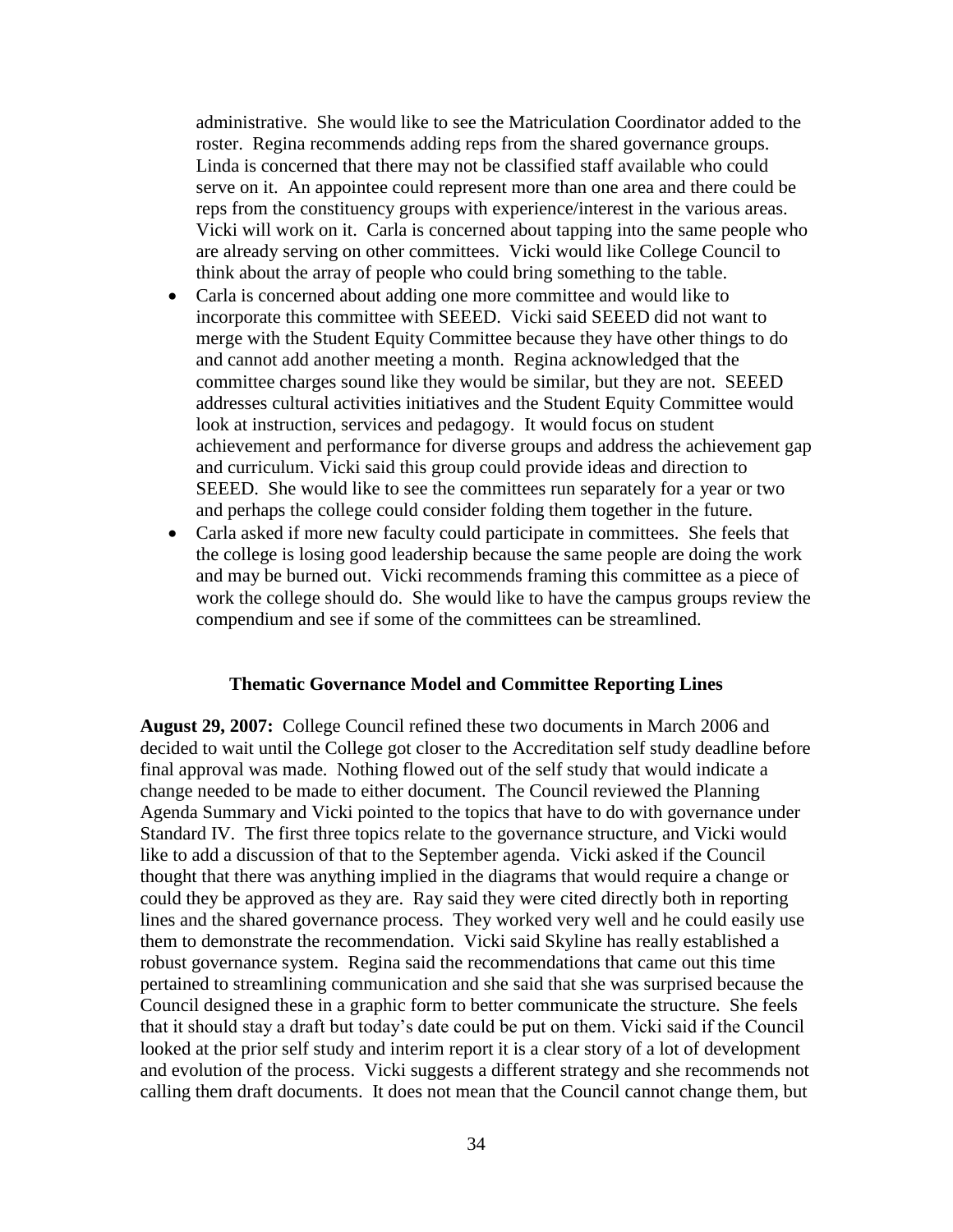administrative. She would like to see the Matriculation Coordinator added to the roster. Regina recommends adding reps from the shared governance groups. Linda is concerned that there may not be classified staff available who could serve on it. An appointee could represent more than one area and there could be reps from the constituency groups with experience/interest in the various areas. Vicki will work on it. Carla is concerned about tapping into the same people who are already serving on other committees. Vicki would like College Council to think about the array of people who could bring something to the table.

- Carla is concerned about adding one more committee and would like to incorporate this committee with SEEED. Vicki said SEEED did not want to merge with the Student Equity Committee because they have other things to do and cannot add another meeting a month. Regina acknowledged that the committee charges sound like they would be similar, but they are not. SEEED addresses cultural activities initiatives and the Student Equity Committee would look at instruction, services and pedagogy. It would focus on student achievement and performance for diverse groups and address the achievement gap and curriculum. Vicki said this group could provide ideas and direction to SEEED. She would like to see the committees run separately for a year or two and perhaps the college could consider folding them together in the future.
- Carla asked if more new faculty could participate in committees. She feels that the college is losing good leadership because the same people are doing the work and may be burned out. Vicki recommends framing this committee as a piece of work the college should do. She would like to have the campus groups review the compendium and see if some of the committees can be streamlined.

### Thematic Governance Model and Committee Reporting Lines

**August 29, 2007:** College Council refined these two documents in March 2006 and decided to wait until the College got closer to the Accreditation self study deadline before final approval was made. Nothing flowed out of the self study that would indicate a change needed to be made to either document. The Council reviewed the Planning Agenda Summary and Vicki pointed to the topics that have to do with governance under Standard IV. The first three topics relate to the governance structure, and Vicki would like to add a discussion of that to the September agenda. Vicki asked if the Council thought that there was anything implied in the diagrams that would require a change or could they be approved as they are. Ray said they were cited directly both in reporting lines and the shared governance process. They worked very well and he could easily use them to demonstrate the recommendation. Vicki said Skyline has really established a robust governance system. Regina said the recommendations that came out this time pertained to streamlining communication and she said that she was surprised because the Council designed these in a graphic form to better communicate the structure. She feels that it should stay a draft but today's date could be put on them. Vicki said if the Council looked at the prior self study and interim report it is a clear story of a lot of development and evolution of the process. Vicki suggests a different strategy and she recommends not calling them draft documents. It does not mean that the Council cannot change them, but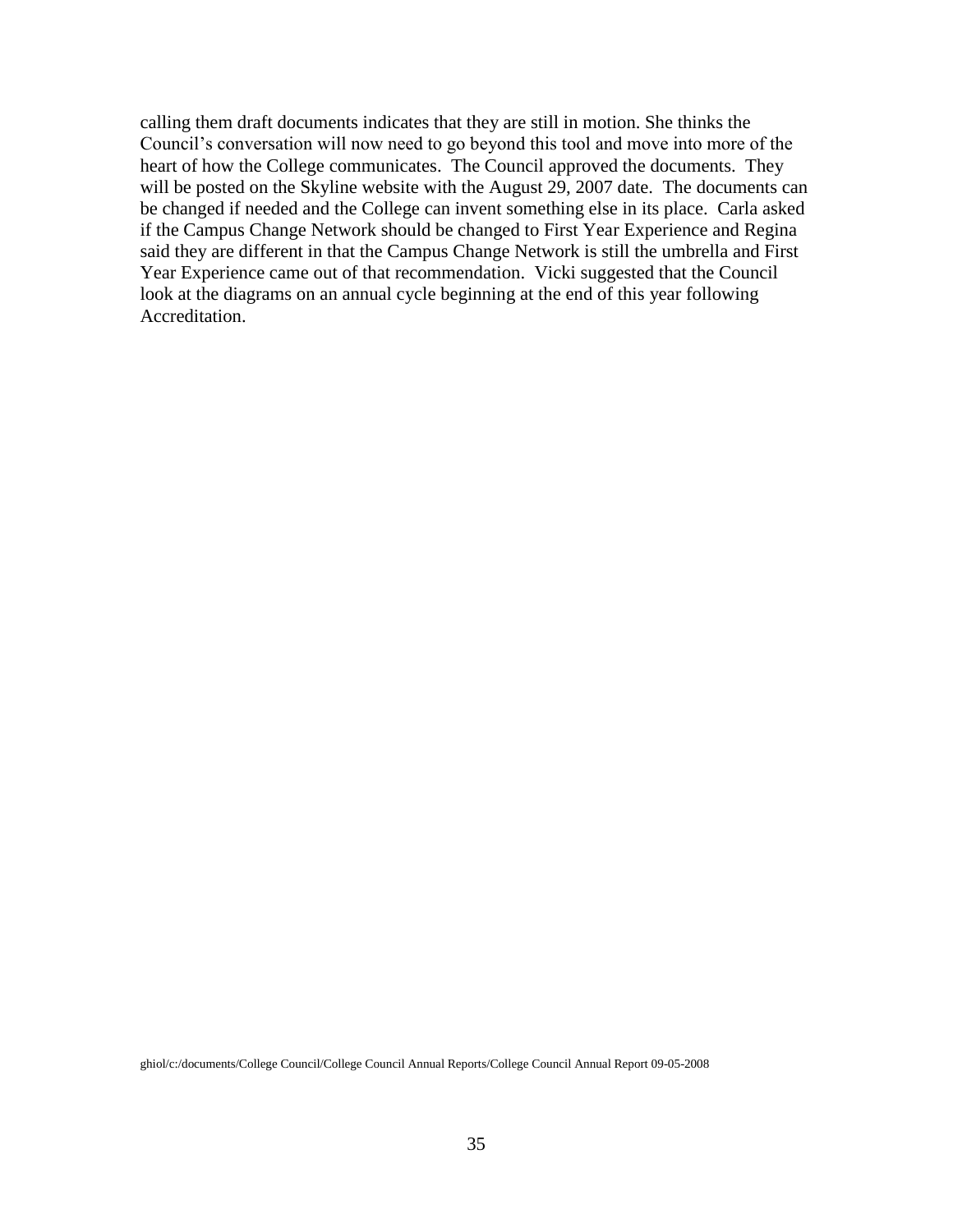calling them draft documents indicates that they are still in motion. She thinks the Council's conversation will now need to go beyond this tool and move into more of the heart of how the College communicates. The Council approved the documents. They will be posted on the Skyline website with the August 29, 2007 date. The documents can be changed if needed and the College can invent something else in its place. Carla asked if the Campus Change Network should be changed to First Year Experience and Regina said they are different in that the Campus Change Network is still the umbrella and First Year Experience came out of that recommendation. Vicki suggested that the Council look at the diagrams on an annual cycle beginning at the end of this year following Accreditation.